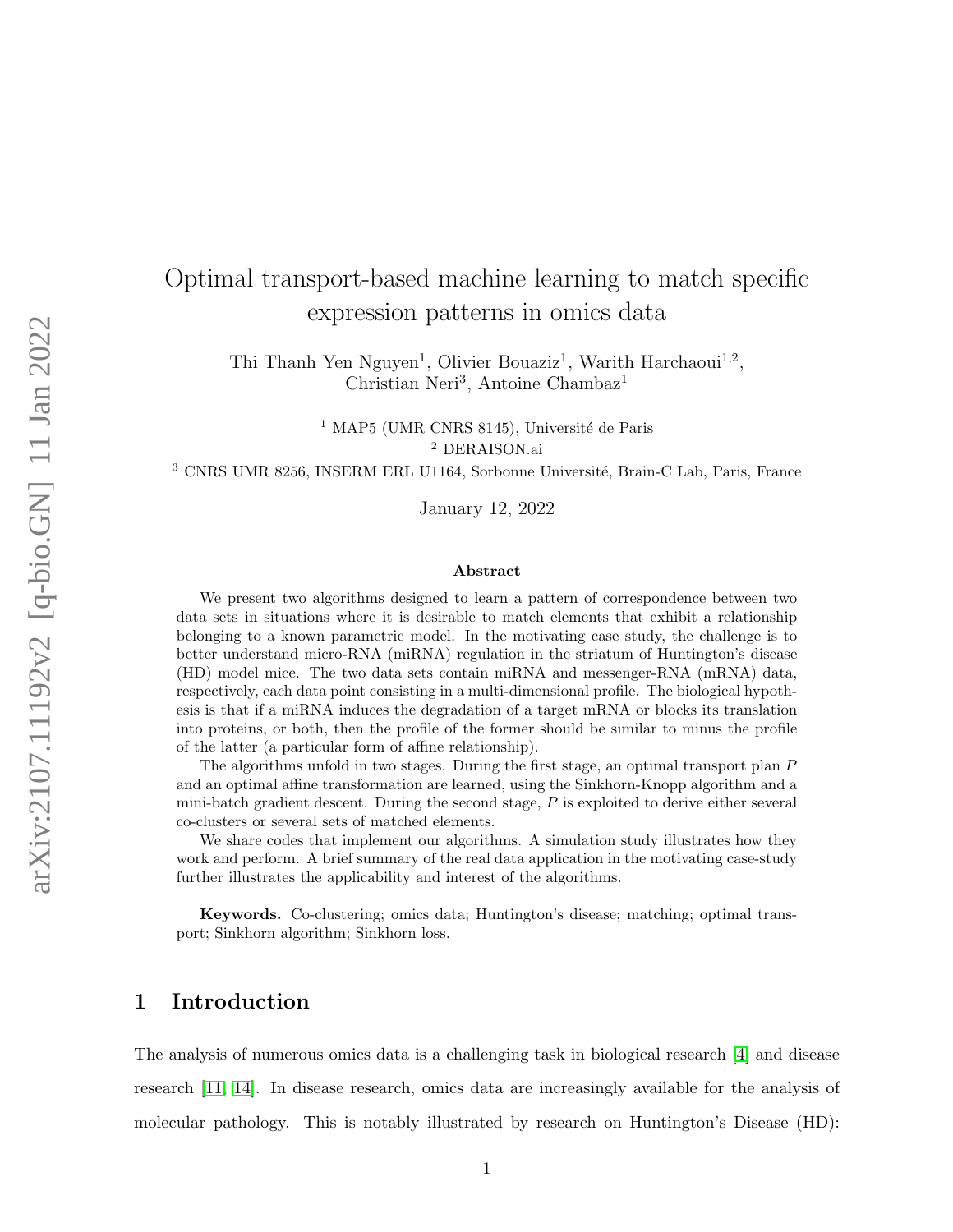# Optimal transport-based machine learning to match specific expression patterns in omics data

Thi Thanh Yen Nguyen[1], Olivier Bouaziz[1], Warith Harchaoui[1,2], Christian Neri[3], Antoine Chambaz[1]

[1] MAP5 (UMR CNRS 8145), Université de Paris
[2] DERAISON.ai
[3] CNRS UMR 8256, INSERM ERL U1164, Sorbonne Université, Brain-C Lab, Paris, France

January 12, 2022

## Abstract

We present two algorithms designed to learn a pattern of correspondence between two data sets in situations where it is desirable to match elements that exhibit a relationship belonging to a known parametric model. In the motivating case study, the challenge is to better understand micro-RNA (miRNA) regulation in the striatum of Huntington's disease (HD) model mice. The two data sets contain miRNA and messenger-RNA (mRNA) data, respectively, each data point consisting in a multi-dimensional profile. The biological hypothesis is that if a miRNA induces the degradation of a target mRNA or blocks its translation into proteins, or both, then the profile of the former should be similar to minus the profile of the latter (a particular form of affine relationship).

The algorithms unfold in two stages. During the first stage, an optimal transport plan $P$ and an optimal affine transformation are learned, using the Sinkhorn-Knopp algorithm and a mini-batch gradient descent. During the second stage, $P$ is exploited to derive either several co-clusters or several sets of matched elements.

We share codes that implement our algorithms. A simulation study illustrates how they work and perform. A brief summary of the real data application in the motivating case-study further illustrates the applicability and interest of the algorithms.

**Keywords.** Co-clustering; omics data; Huntington's disease; matching; optimal transport; Sinkhorn algorithm; Sinkhorn loss.

## 1 Introduction

The analysis of numerous omics data is a challenging task in biological research [4] and disease research [11, 14]. In disease research, omics data are increasingly available for the analysis of molecular pathology. This is notably illustrated by research on Huntington's Disease (HD):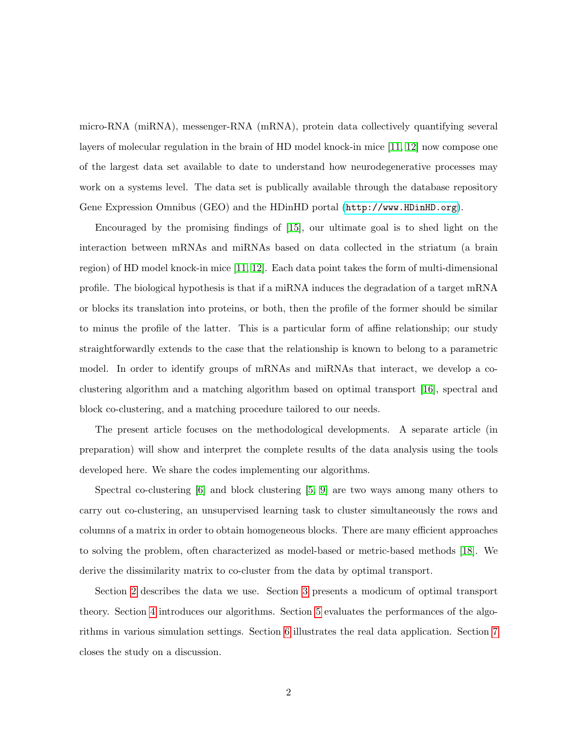micro-RNA (miRNA), messenger-RNA (mRNA), protein data collectively quantifying several layers of molecular regulation in the brain of HD model knock-in mice [11, 12] now compose one of the largest data set available to date to understand how neurodegenerative processes may work on a systems level. The data set is publically available through the database repository Gene Expression Omnibus (GEO) and the HDinHD portal (http://www.HDinHD.org).

Encouraged by the promising findings of [15], our ultimate goal is to shed light on the interaction between mRNAs and miRNAs based on data collected in the striatum (a brain region) of HD model knock-in mice [11, 12]. Each data point takes the form of multi-dimensional profile. The biological hypothesis is that if a miRNA induces the degradation of a target mRNA or blocks its translation into proteins, or both, then the profile of the former should be similar to minus the profile of the latter. This is a particular form of affine relationship; our study straightforwardly extends to the case that the relationship is known to belong to a parametric model. In order to identify groups of mRNAs and miRNAs that interact, we develop a co-clustering algorithm and a matching algorithm based on optimal transport [16], spectral and block co-clustering, and a matching procedure tailored to our needs.

The present article focuses on the methodological developments. A separate article (in preparation) will show and interpret the complete results of the data analysis using the tools developed here. We share the codes implementing our algorithms.

Spectral co-clustering [6] and block clustering [5, 9] are two ways among many others to carry out co-clustering, an unsupervised learning task to cluster simultaneously the rows and columns of a matrix in order to obtain homogeneous blocks. There are many efficient approaches to solving the problem, often characterized as model-based or metric-based methods [18]. We derive the dissimilarity matrix to co-cluster from the data by optimal transport.

Section 2 describes the data we use. Section 3 presents a modicum of optimal transport theory. Section 4 introduces our algorithms. Section 5 evaluates the performances of the algorithms in various simulation settings. Section 6 illustrates the real data application. Section 7 closes the study on a discussion.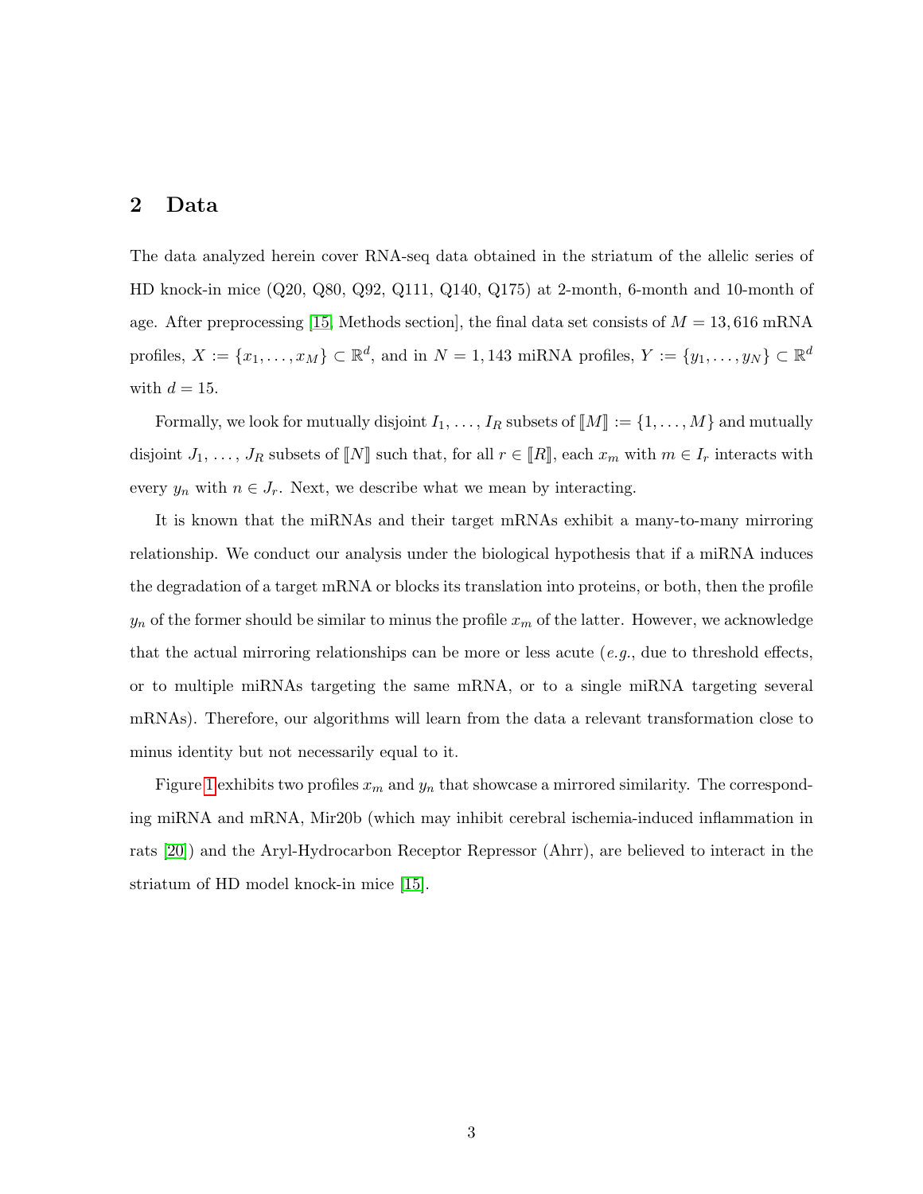## 2 Data

The data analyzed herein cover RNA-seq data obtained in the striatum of the allelic series of HD knock-in mice (Q20, Q80, Q92, Q111, Q140, Q175) at 2-month, 6-month and 10-month of age. After preprocessing [15, Methods section], the final data set consists of $M = 13,616$ mRNA profiles, $X := \{x_1, \ldots, x_M\} \subset \mathbb{R}^d$, and in $N = 1,143$ miRNA profiles, $Y := \{y_1, \ldots, y_N\} \subset \mathbb{R}^d$ with $d = 15$.

Formally, we look for mutually disjoint $I_1, \ldots, I_R$ subsets of $[\![M]\!] := \{1, \ldots, M\}$ and mutually disjoint $J_1, \ldots, J_R$ subsets of $[\![N]\!]$ such that, for all $r \in [\![R]\!]$, each $x_m$ with $m \in I_r$ interacts with every $y_n$ with $n \in J_r$. Next, we describe what we mean by interacting.

It is known that the miRNAs and their target mRNAs exhibit a many-to-many mirroring relationship. We conduct our analysis under the biological hypothesis that if a miRNA induces the degradation of a target mRNA or blocks its translation into proteins, or both, then the profile $y_n$ of the former should be similar to minus the profile $x_m$ of the latter. However, we acknowledge that the actual mirroring relationships can be more or less acute (*e.g.*, due to threshold effects, or to multiple miRNAs targeting the same mRNA, or to a single miRNA targeting several mRNAs). Therefore, our algorithms will learn from the data a relevant transformation close to minus identity but not necessarily equal to it.

Figure 1 exhibits two profiles $x_m$ and $y_n$ that showcase a mirrored similarity. The corresponding miRNA and mRNA, Mir20b (which may inhibit cerebral ischemia-induced inflammation in rats [20]) and the Aryl-Hydrocarbon Receptor Repressor (Ahrr), are believed to interact in the striatum of HD model knock-in mice [15].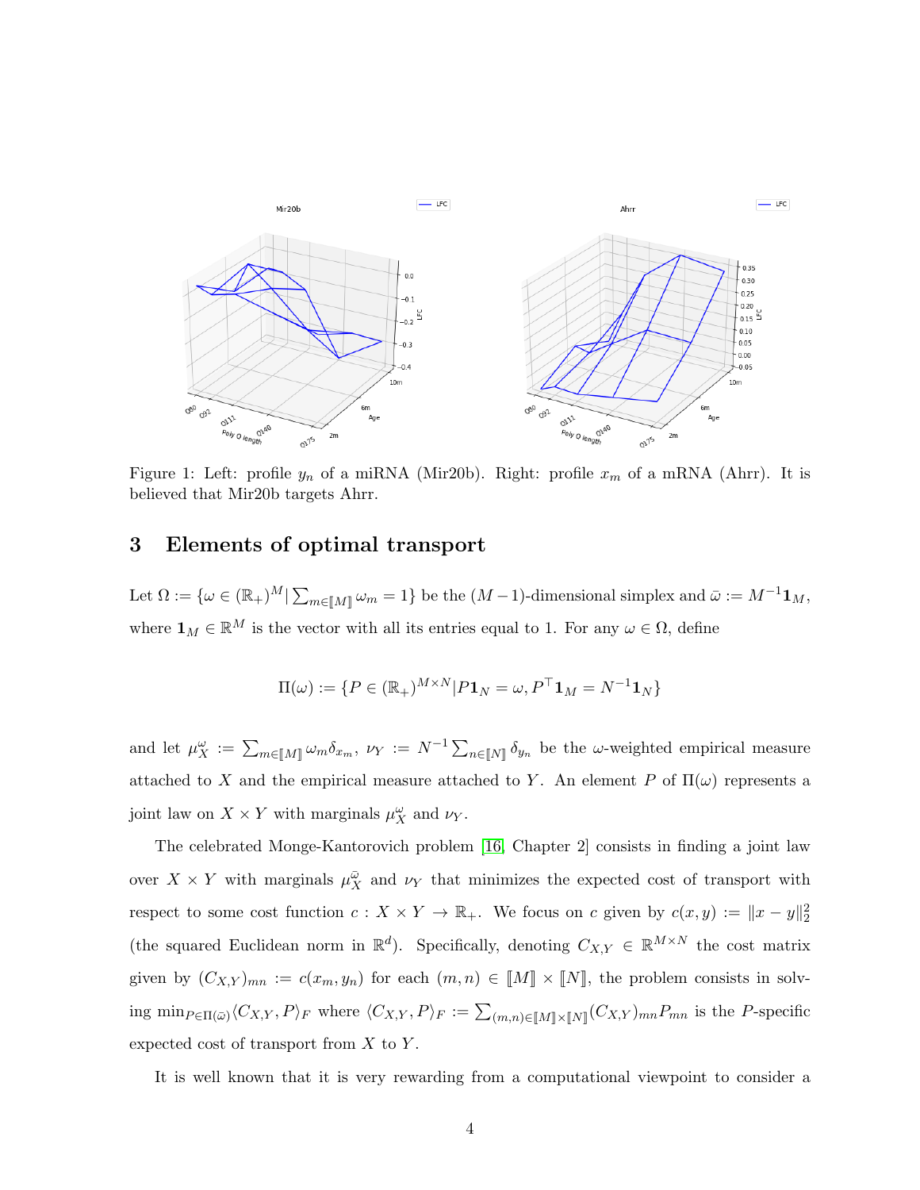Figure 1: Left: profile $y_n$ of a miRNA (Mir20b). Right: profile $x_m$ of a mRNA (Ahrr). It is believed that Mir20b targets Ahrr.

## 3 Elements of optimal transport

Let $\Omega := \{\omega \in (\mathbb{R}_+)^M | \sum_{m \in [\![M]\!]} \omega_m = 1\}$ be the $(M-1)$-dimensional simplex and $\bar{\omega} := M^{-1}\mathbf{1}_M$, where $\mathbf{1}_M \in \mathbb{R}^M$ is the vector with all its entries equal to 1. For any $\omega \in \Omega$, define

$$\Pi(\omega) := \{P \in (\mathbb{R}_+)^{M \times N} | P\mathbf{1}_N = \omega, P^\top \mathbf{1}_M = N^{-1}\mathbf{1}_N\}$$

and let $\mu_X^\omega := \sum_{m \in [\![M]\!]} \omega_m \delta_{x_m}$, $\nu_Y := N^{-1} \sum_{n \in [\![N]\!]} \delta_{y_n}$ be the $\omega$-weighted empirical measure attached to $X$ and the empirical measure attached to $Y$. An element $P$ of $\Pi(\omega)$ represents a joint law on $X \times Y$ with marginals $\mu_X^\omega$ and $\nu_Y$.

The celebrated Monge-Kantorovich problem [16, Chapter 2] consists in finding a joint law over $X \times Y$ with marginals $\mu_X^{\bar{\omega}}$ and $\nu_Y$ that minimizes the expected cost of transport with respect to some cost function $c : X \times Y \to \mathbb{R}_+$. We focus on $c$ given by $c(x, y) := \|x - y\|_2^2$ (the squared Euclidean norm in $\mathbb{R}^d$). Specifically, denoting $C_{X,Y} \in \mathbb{R}^{M \times N}$ the cost matrix given by $(C_{X,Y})_{mn} := c(x_m, y_n)$ for each $(m, n) \in [\![M]\!] \times [\![N]\!]$, the problem consists in solving $\min_{P \in \Pi(\bar{\omega})} \langle C_{X,Y}, P \rangle_F$ where $\langle C_{X,Y}, P \rangle_F := \sum_{(m,n) \in [\![M]\!] \times [\![N]\!]} (C_{X,Y})_{mn} P_{mn}$ is the $P$-specific expected cost of transport from $X$ to $Y$.

It is well known that it is very rewarding from a computational viewpoint to consider a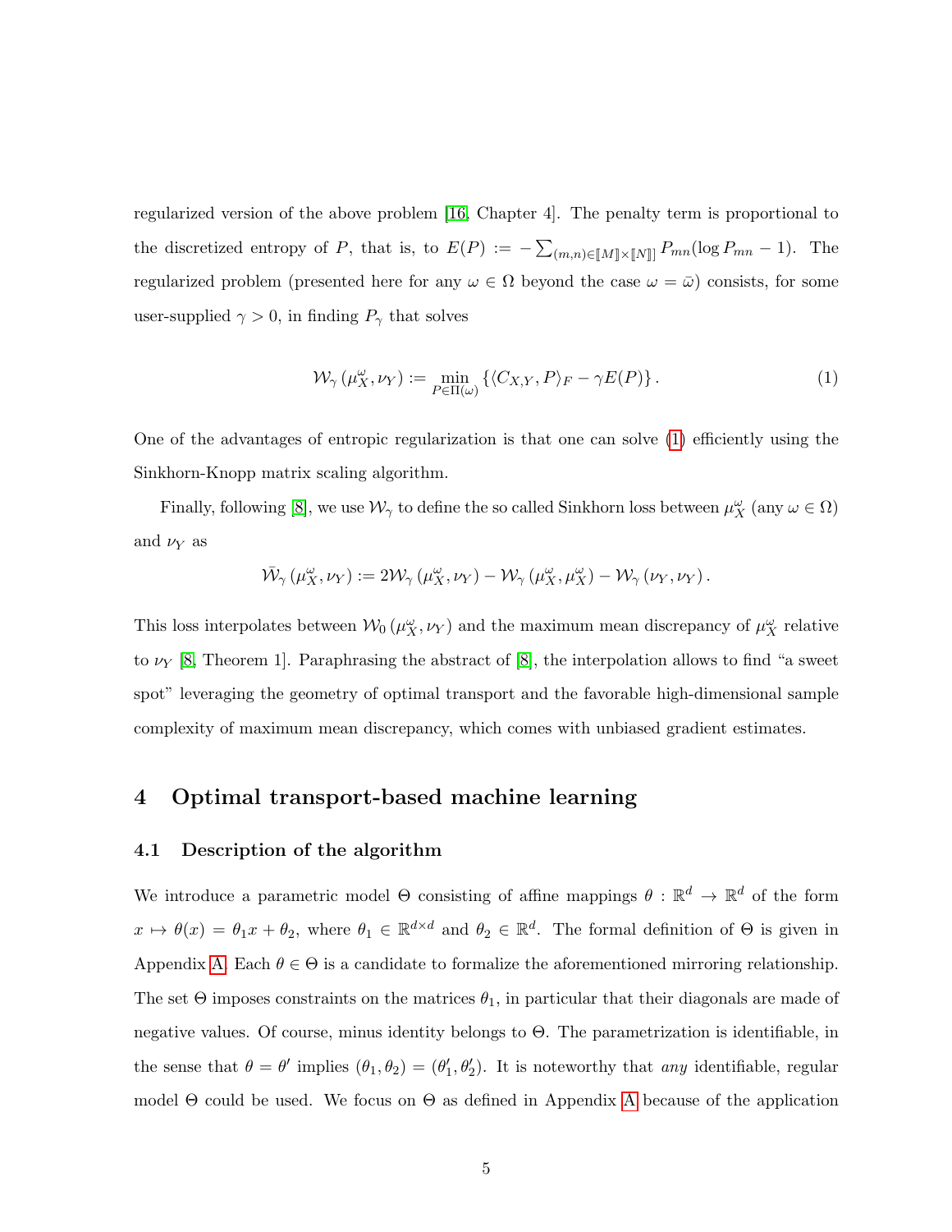regularized version of the above problem [16, Chapter 4]. The penalty term is proportional to the discretized entropy of $P$, that is, to $E(P) := -\sum_{(m,n)\in[\![M]\!]\times[\![N]\!]} P_{mn}(\log P_{mn} - 1)$. The regularized problem (presented here for any $\omega \in \Omega$ beyond the case $\omega = \bar{\omega}$) consists, for some user-supplied $\gamma > 0$, in finding $P_\gamma$ that solves

$$\mathcal{W}_\gamma\left(\mu_X^\omega, \nu_Y\right) := \min_{P\in\Pi(\omega)} \left\{\langle C_{X,Y}, P\rangle_F - \gamma E(P)\right\}. \tag{1}$$

One of the advantages of entropic regularization is that one can solve (1) efficiently using the Sinkhorn-Knopp matrix scaling algorithm.

Finally, following [8], we use $\mathcal{W}_\gamma$ to define the so called Sinkhorn loss between $\mu_X^\omega$ (any $\omega \in \Omega$) and $\nu_Y$ as

$$\bar{\mathcal{W}}_\gamma\left(\mu_X^\omega, \nu_Y\right) := 2\mathcal{W}_\gamma\left(\mu_X^\omega, \nu_Y\right) - \mathcal{W}_\gamma\left(\mu_X^\omega, \mu_X^\omega\right) - \mathcal{W}_\gamma\left(\nu_Y, \nu_Y\right).$$

This loss interpolates between $\mathcal{W}_0\left(\mu_X^\omega, \nu_Y\right)$ and the maximum mean discrepancy of $\mu_X^\omega$ relative to $\nu_Y$ [8, Theorem 1]. Paraphrasing the abstract of [8], the interpolation allows to find "a sweet spot" leveraging the geometry of optimal transport and the favorable high-dimensional sample complexity of maximum mean discrepancy, which comes with unbiased gradient estimates.

# 4 Optimal transport-based machine learning

## 4.1 Description of the algorithm

We introduce a parametric model $\Theta$ consisting of affine mappings $\theta : \mathbb{R}^d \to \mathbb{R}^d$ of the form $x \mapsto \theta(x) = \theta_1 x + \theta_2$, where $\theta_1 \in \mathbb{R}^{d\times d}$ and $\theta_2 \in \mathbb{R}^d$. The formal definition of $\Theta$ is given in Appendix A. Each $\theta \in \Theta$ is a candidate to formalize the aforementioned mirroring relationship. The set $\Theta$ imposes constraints on the matrices $\theta_1$, in particular that their diagonals are made of negative values. Of course, minus identity belongs to $\Theta$. The parametrization is identifiable, in the sense that $\theta = \theta'$ implies $(\theta_1, \theta_2) = (\theta_1', \theta_2')$. It is noteworthy that *any* identifiable, regular model $\Theta$ could be used. We focus on $\Theta$ as defined in Appendix A because of the application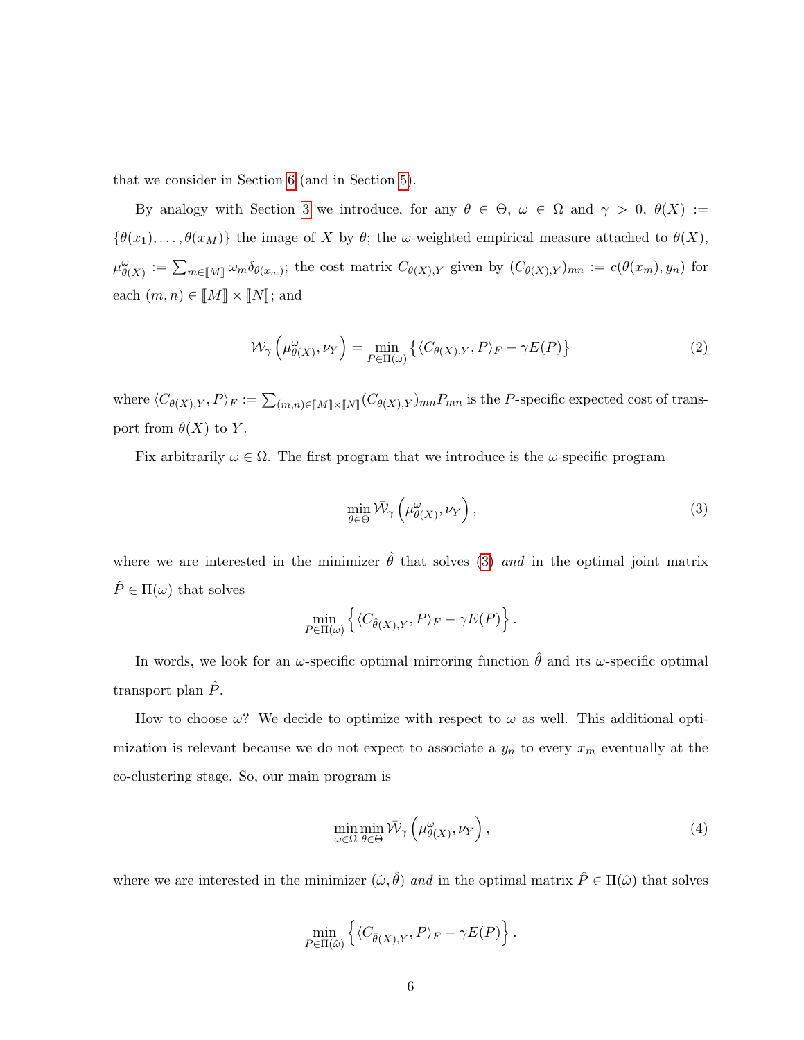that we consider in Section 6 (and in Section 5).

By analogy with Section 3 we introduce, for any $\theta \in \Theta$, $\omega \in \Omega$ and $\gamma > 0$, $\theta(X) := \{\theta(x_1), \ldots, \theta(x_M)\}$ the image of $X$ by $\theta$; the $\omega$-weighted empirical measure attached to $\theta(X)$, $\mu^{\omega}_{\theta(X)} := \sum_{m \in [\![M]\!]} \omega_m \delta_{\theta(x_m)}$; the cost matrix $C_{\theta(X),Y}$ given by $(C_{\theta(X),Y})_{mn} := c(\theta(x_m), y_n)$ for each $(m, n) \in [\![M]\!] \times [\![N]\!]$; and

$$\mathcal{W}_\gamma\left(\mu^{\omega}_{\theta(X)}, \nu_Y\right) = \min_{P \in \Pi(\omega)} \left\{\langle C_{\theta(X),Y}, P\rangle_F - \gamma E(P)\right\} \tag{2}$$

where $\langle C_{\theta(X),Y}, P\rangle_F := \sum_{(m,n) \in [\![M]\!] \times [\![N]\!]} (C_{\theta(X),Y})_{mn} P_{mn}$ is the $P$-specific expected cost of transport from $\theta(X)$ to $Y$.

Fix arbitrarily $\omega \in \Omega$. The first program that we introduce is the $\omega$-specific program

$$\min_{\theta \in \Theta} \bar{\mathcal{W}}_\gamma\left(\mu^{\omega}_{\theta(X)}, \nu_Y\right), \tag{3}$$

where we are interested in the minimizer $\hat{\theta}$ that solves (3) *and* in the optimal joint matrix $\hat{P} \in \Pi(\omega)$ that solves

$$\min_{P \in \Pi(\omega)} \left\{\langle C_{\hat{\theta}(X),Y}, P\rangle_F - \gamma E(P)\right\}.$$

In words, we look for an $\omega$-specific optimal mirroring function $\hat{\theta}$ and its $\omega$-specific optimal transport plan $\hat{P}$.

How to choose $\omega$? We decide to optimize with respect to $\omega$ as well. This additional optimization is relevant because we do not expect to associate a $y_n$ to every $x_m$ eventually at the co-clustering stage. So, our main program is

$$\min_{\omega \in \Omega} \min_{\theta \in \Theta} \bar{\mathcal{W}}_\gamma\left(\mu^{\omega}_{\theta(X)}, \nu_Y\right), \tag{4}$$

where we are interested in the minimizer $(\hat{\omega}, \hat{\theta})$ *and* in the optimal matrix $\hat{P} \in \Pi(\hat{\omega})$ that solves

$$\min_{P \in \Pi(\hat{\omega})} \left\{\langle C_{\hat{\theta}(X),Y}, P\rangle_F - \gamma E(P)\right\}.$$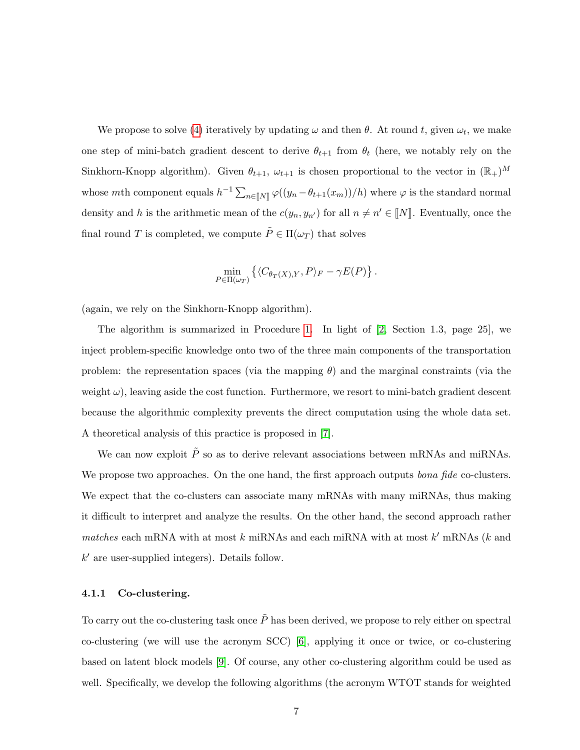We propose to solve (4) iteratively by updating $\omega$ and then $\theta$. At round $t$, given $\omega_t$, we make one step of mini-batch gradient descent to derive $\theta_{t+1}$ from $\theta_t$ (here, we notably rely on the Sinkhorn-Knopp algorithm). Given $\theta_{t+1}$, $\omega_{t+1}$ is chosen proportional to the vector in $(\mathbb{R}_+)^M$ whose $m$th component equals $h^{-1} \sum_{n \in [\![N]\!]} \varphi((y_n - \theta_{t+1}(x_m))/h)$ where $\varphi$ is the standard normal density and $h$ is the arithmetic mean of the $c(y_n, y_{n'})$ for all $n \neq n' \in [\![N]\!]$. Eventually, once the final round $T$ is completed, we compute $\tilde{P} \in \Pi(\omega_T)$ that solves

$$\min_{P \in \Pi(\omega_T)} \left\{ \langle C_{\theta_T(X),Y}, P \rangle_F - \gamma E(P) \right\}.$$

(again, we rely on the Sinkhorn-Knopp algorithm).

The algorithm is summarized in Procedure 1. In light of [2, Section 1.3, page 25], we inject problem-specific knowledge onto two of the three main components of the transportation problem: the representation spaces (via the mapping $\theta$) and the marginal constraints (via the weight $\omega$), leaving aside the cost function. Furthermore, we resort to mini-batch gradient descent because the algorithmic complexity prevents the direct computation using the whole data set. A theoretical analysis of this practice is proposed in [7].

We can now exploit $\tilde{P}$ so as to derive relevant associations between mRNAs and miRNAs. We propose two approaches. On the one hand, the first approach outputs *bona fide* co-clusters. We expect that the co-clusters can associate many mRNAs with many miRNAs, thus making it difficult to interpret and analyze the results. On the other hand, the second approach rather *matches* each mRNA with at most $k$ miRNAs and each miRNA with at most $k'$ mRNAs ($k$ and $k'$ are user-supplied integers). Details follow.

#### 4.1.1 Co-clustering.

To carry out the co-clustering task once $\tilde{P}$ has been derived, we propose to rely either on spectral co-clustering (we will use the acronym SCC) [6], applying it once or twice, or co-clustering based on latent block models [9]. Of course, any other co-clustering algorithm could be used as well. Specifically, we develop the following algorithms (the acronym WTOT stands for weighted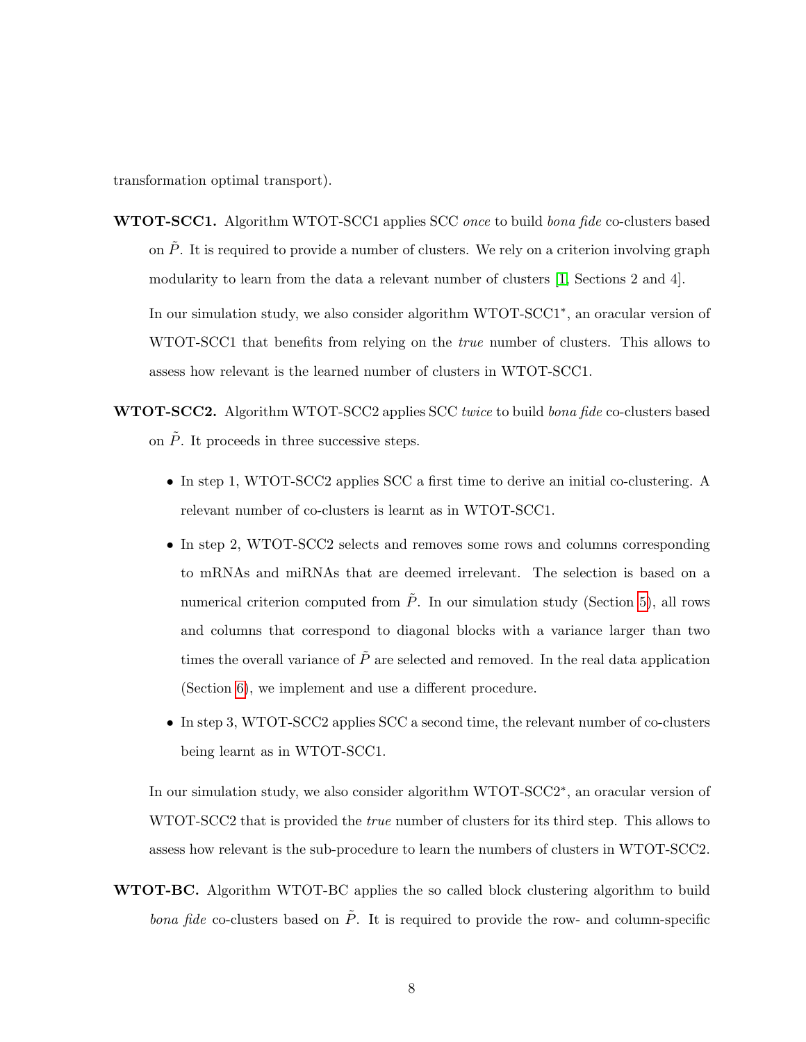transformation optimal transport).

**WTOT-SCC1.** Algorithm WTOT-SCC1 applies SCC *once* to build *bona fide* co-clusters based on $\tilde{P}$. It is required to provide a number of clusters. We rely on a criterion involving graph modularity to learn from the data a relevant number of clusters [1, Sections 2 and 4].

In our simulation study, we also consider algorithm WTOT-SCC1*, an oracular version of WTOT-SCC1 that benefits from relying on the *true* number of clusters. This allows to assess how relevant is the learned number of clusters in WTOT-SCC1.

**WTOT-SCC2.** Algorithm WTOT-SCC2 applies SCC *twice* to build *bona fide* co-clusters based on $\tilde{P}$. It proceeds in three successive steps.

- In step 1, WTOT-SCC2 applies SCC a first time to derive an initial co-clustering. A relevant number of co-clusters is learnt as in WTOT-SCC1.
- In step 2, WTOT-SCC2 selects and removes some rows and columns corresponding to mRNAs and miRNAs that are deemed irrelevant. The selection is based on a numerical criterion computed from $\tilde{P}$. In our simulation study (Section 5), all rows and columns that correspond to diagonal blocks with a variance larger than two times the overall variance of $\tilde{P}$ are selected and removed. In the real data application (Section 6), we implement and use a different procedure.
- In step 3, WTOT-SCC2 applies SCC a second time, the relevant number of co-clusters being learnt as in WTOT-SCC1.

In our simulation study, we also consider algorithm WTOT-SCC2*, an oracular version of WTOT-SCC2 that is provided the *true* number of clusters for its third step. This allows to assess how relevant is the sub-procedure to learn the numbers of clusters in WTOT-SCC2.

**WTOT-BC.** Algorithm WTOT-BC applies the so called block clustering algorithm to build *bona fide* co-clusters based on $\tilde{P}$. It is required to provide the row- and column-specific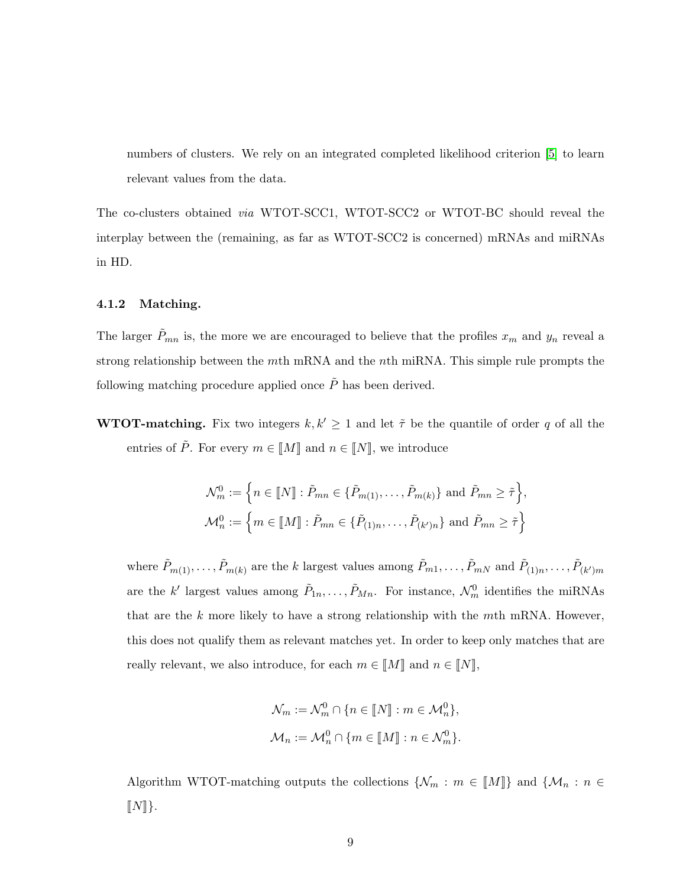numbers of clusters. We rely on an integrated completed likelihood criterion [5] to learn relevant values from the data.

The co-clusters obtained *via* WTOT-SCC1, WTOT-SCC2 or WTOT-BC should reveal the interplay between the (remaining, as far as WTOT-SCC2 is concerned) mRNAs and miRNAs in HD.

#### 4.1.2 Matching.

The larger $\tilde{P}_{mn}$ is, the more we are encouraged to believe that the profiles $x_m$ and $y_n$ reveal a strong relationship between the $m$th mRNA and the $n$th miRNA. This simple rule prompts the following matching procedure applied once $\tilde{P}$ has been derived.

**WTOT-matching.** Fix two integers $k, k' \geq 1$ and let $\tilde{\tau}$ be the quantile of order $q$ of all the entries of $\tilde{P}$. For every $m \in [\![M]\!]$ and $n \in [\![N]\!]$, we introduce

$$\mathcal{N}_m^0 := \Big\{ n \in [\![N]\!] : \tilde{P}_{mn} \in \{\tilde{P}_{m(1)}, \ldots, \tilde{P}_{m(k)}\} \text{ and } \tilde{P}_{mn} \geq \tilde{\tau} \Big\},$$
$$\mathcal{M}_n^0 := \Big\{ m \in [\![M]\!] : \tilde{P}_{mn} \in \{\tilde{P}_{(1)n}, \ldots, \tilde{P}_{(k')n}\} \text{ and } \tilde{P}_{mn} \geq \tilde{\tau} \Big\}$$

where $\tilde{P}_{m(1)}, \ldots, \tilde{P}_{m(k)}$ are the $k$ largest values among $\tilde{P}_{m1}, \ldots, \tilde{P}_{mN}$ and $\tilde{P}_{(1)n}, \ldots, \tilde{P}_{(k')m}$ are the $k'$ largest values among $\tilde{P}_{1n}, \ldots, \tilde{P}_{Mn}$. For instance, $\mathcal{N}_m^0$ identifies the miRNAs that are the $k$ more likely to have a strong relationship with the $m$th mRNA. However, this does not qualify them as relevant matches yet. In order to keep only matches that are really relevant, we also introduce, for each $m \in [\![M]\!]$ and $n \in [\![N]\!]$,

$$\mathcal{N}_m := \mathcal{N}_m^0 \cap \{n \in [\![N]\!] : m \in \mathcal{M}_n^0\},$$
$$\mathcal{M}_n := \mathcal{M}_n^0 \cap \{m \in [\![M]\!] : n \in \mathcal{N}_m^0\}.$$

Algorithm WTOT-matching outputs the collections $\{\mathcal{N}_m : m \in [\![M]\!]\}$ and $\{\mathcal{M}_n : n \in [\![N]\!]\}$.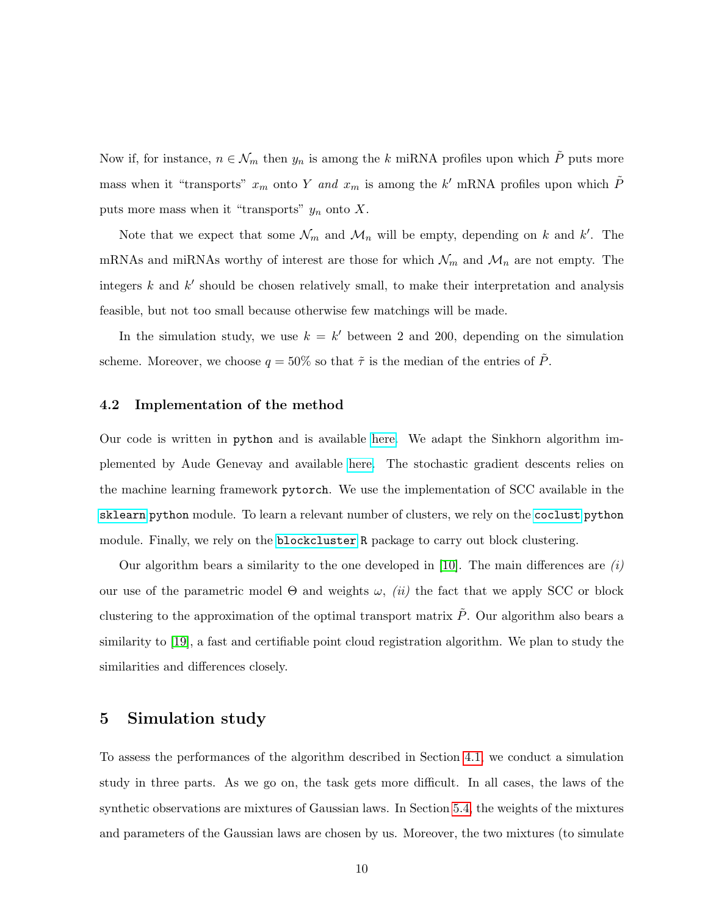Now if, for instance, $n \in \mathcal{N}_m$ then $y_n$ is among the $k$ miRNA profiles upon which $\tilde{P}$ puts more mass when it "transports" $x_m$ onto $Y$ *and* $x_m$ is among the $k'$ mRNA profiles upon which $\tilde{P}$ puts more mass when it "transports" $y_n$ onto $X$.

Note that we expect that some $\mathcal{N}_m$ and $\mathcal{M}_n$ will be empty, depending on $k$ and $k'$. The mRNAs and miRNAs worthy of interest are those for which $\mathcal{N}_m$ and $\mathcal{M}_n$ are not empty. The integers $k$ and $k'$ should be chosen relatively small, to make their interpretation and analysis feasible, but not too small because otherwise few matchings will be made.

In the simulation study, we use $k = k'$ between 2 and 200, depending on the simulation scheme. Moreover, we choose $q = 50\%$ so that $\tilde{\tau}$ is the median of the entries of $\tilde{P}$.

### 4.2 Implementation of the method

Our code is written in `python` and is available here. We adapt the Sinkhorn algorithm implemented by Aude Genevay and available here. The stochastic gradient descents relies on the machine learning framework `pytorch`. We use the implementation of SCC available in the `sklearn` `python` module. To learn a relevant number of clusters, we rely on the `coclust` `python` module. Finally, we rely on the `blockcluster` `R` package to carry out block clustering.

Our algorithm bears a similarity to the one developed in [10]. The main differences are *(i)* our use of the parametric model $\Theta$ and weights $\omega$, *(ii)* the fact that we apply SCC or block clustering to the approximation of the optimal transport matrix $\tilde{P}$. Our algorithm also bears a similarity to [19], a fast and certifiable point cloud registration algorithm. We plan to study the similarities and differences closely.

## 5 Simulation study

To assess the performances of the algorithm described in Section 4.1, we conduct a simulation study in three parts. As we go on, the task gets more difficult. In all cases, the laws of the synthetic observations are mixtures of Gaussian laws. In Section 5.4, the weights of the mixtures and parameters of the Gaussian laws are chosen by us. Moreover, the two mixtures (to simulate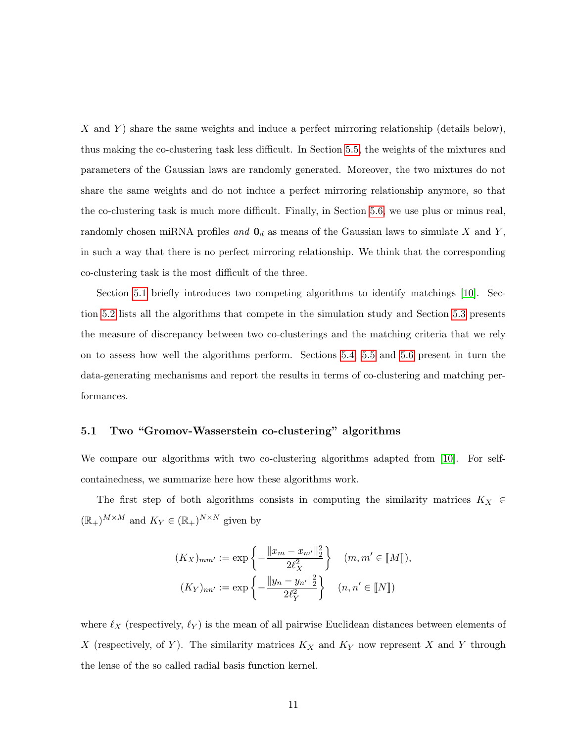$X$ and $Y$) share the same weights and induce a perfect mirroring relationship (details below), thus making the co-clustering task less difficult. In Section 5.5, the weights of the mixtures and parameters of the Gaussian laws are randomly generated. Moreover, the two mixtures do not share the same weights and do not induce a perfect mirroring relationship anymore, so that the co-clustering task is much more difficult. Finally, in Section 5.6, we use plus or minus real, randomly chosen miRNA profiles *and* $\mathbf{0}_d$ as means of the Gaussian laws to simulate $X$ and $Y$, in such a way that there is no perfect mirroring relationship. We think that the corresponding co-clustering task is the most difficult of the three.

Section 5.1 briefly introduces two competing algorithms to identify matchings [10]. Section 5.2 lists all the algorithms that compete in the simulation study and Section 5.3 presents the measure of discrepancy between two co-clusterings and the matching criteria that we rely on to assess how well the algorithms perform. Sections 5.4, 5.5 and 5.6 present in turn the data-generating mechanisms and report the results in terms of co-clustering and matching performances.

### 5.1 Two "Gromov-Wasserstein co-clustering" algorithms

We compare our algorithms with two co-clustering algorithms adapted from [10]. For self-containedness, we summarize here how these algorithms work.

The first step of both algorithms consists in computing the similarity matrices $K_X \in (\mathbb{R}_+)^{M\times M}$ and $K_Y \in (\mathbb{R}_+)^{N\times N}$ given by

$$(K_X)_{mm'} := \exp\left\{-\frac{\|x_m - x_{m'}\|_2^2}{2\ell_X^2}\right\} \quad (m, m' \in [\![M]\!]),$$

$$(K_Y)_{nn'} := \exp\left\{-\frac{\|y_n - y_{n'}\|_2^2}{2\ell_Y^2}\right\} \quad (n, n' \in [\![N]\!])$$

where $\ell_X$ (respectively, $\ell_Y$) is the mean of all pairwise Euclidean distances between elements of $X$ (respectively, of $Y$). The similarity matrices $K_X$ and $K_Y$ now represent $X$ and $Y$ through the lense of the so called radial basis function kernel.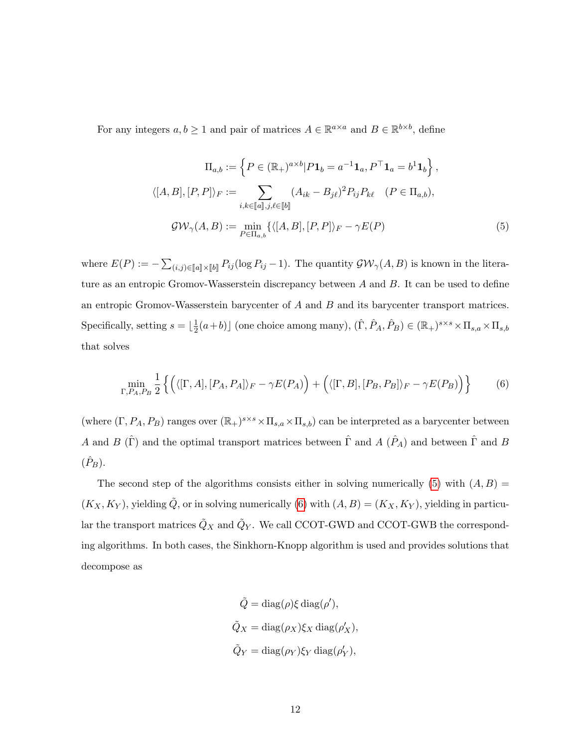For any integers $a, b \geq 1$ and pair of matrices $A \in \mathbb{R}^{a\times a}$ and $B \in \mathbb{R}^{b\times b}$, define

$$
\begin{aligned}
\Pi_{a,b} &:= \left\{ P \in (\mathbb{R}_+)^{a\times b} | P\mathbf{1}_b = a^{-1}\mathbf{1}_a, P^\top \mathbf{1}_a = b^1\mathbf{1}_b \right\}, \\
\langle [A,B],[P,P]\rangle_F &:= \sum_{i,k\in[\![a]\!], j,\ell\in[\![b]\!]} (A_{ik} - B_{j\ell})^2 P_{ij}P_{k\ell} \quad (P \in \Pi_{a,b}), \\
\mathcal{GW}_\gamma(A,B) &:= \min_{P\in\Pi_{a,b}} \{\langle [A,B],[P,P]\rangle_F - \gamma E(P) \qquad (5)
\end{aligned}
$$

where $E(P) := -\sum_{(i,j)\in[\![a]\!]\times[\![b]\!]} P_{ij}(\log P_{ij} - 1)$. The quantity $\mathcal{GW}_\gamma(A,B)$ is known in the literature as an entropic Gromov-Wasserstein discrepancy between $A$ and $B$. It can be used to define an entropic Gromov-Wasserstein barycenter of $A$ and $B$ and its barycenter transport matrices. Specifically, setting $s = \lfloor \frac{1}{2}(a+b) \rfloor$ (one choice among many), $(\hat{\Gamma}, \hat{P}_A, \hat{P}_B) \in (\mathbb{R}_+)^{s\times s} \times \Pi_{s,a} \times \Pi_{s,b}$ that solves

$$
\min_{\Gamma, P_A, P_B} \frac{1}{2} \left\{ \Big( \langle [\Gamma, A],[P_A,P_A]\rangle_F - \gamma E(P_A) \Big) + \Big( \langle [\Gamma, B],[P_B,P_B]\rangle_F - \gamma E(P_B) \Big) \right\} \qquad (6)
$$

(where $(\Gamma, P_A, P_B)$ ranges over $(\mathbb{R}_+)^{s\times s} \times \Pi_{s,a} \times \Pi_{s,b}$) can be interpreted as a barycenter between $A$ and $B$ ($\hat{\Gamma}$) and the optimal transport matrices between $\hat{\Gamma}$ and $A$ ($\hat{P}_A$) and between $\hat{\Gamma}$ and $B$ ($\hat{P}_B$).

The second step of the algorithms consists either in solving numerically (5) with $(A,B) = (K_X, K_Y)$, yielding $\tilde{Q}$, or in solving numerically (6) with $(A,B) = (K_X, K_Y)$, yielding in particular the transport matrices $\tilde{Q}_X$ and $\tilde{Q}_Y$. We call CCOT-GWD and CCOT-GWB the corresponding algorithms. In both cases, the Sinkhorn-Knopp algorithm is used and provides solutions that decompose as

$$
\begin{aligned}
\tilde{Q} &= \mathrm{diag}(\rho)\xi\,\mathrm{diag}(\rho'), \\
\tilde{Q}_X &= \mathrm{diag}(\rho_X)\xi_X\,\mathrm{diag}(\rho'_X), \\
\tilde{Q}_Y &= \mathrm{diag}(\rho_Y)\xi_Y\,\mathrm{diag}(\rho'_Y),
\end{aligned}
$$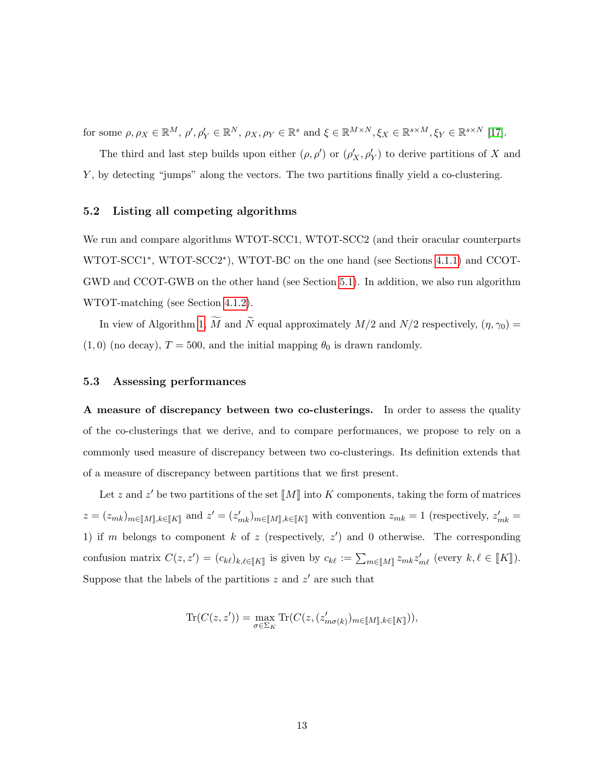for some $\rho, \rho_X \in \mathbb{R}^M$, $\rho', \rho'_Y \in \mathbb{R}^N$, $\rho_X, \rho_Y \in \mathbb{R}^s$ and $\xi \in \mathbb{R}^{M\times N}, \xi_X \in \mathbb{R}^{s\times M}, \xi_Y \in \mathbb{R}^{s\times N}$ [17].

The third and last step builds upon either $(\rho, \rho')$ or $(\rho'_X, \rho'_Y)$ to derive partitions of $X$ and $Y$, by detecting "jumps" along the vectors. The two partitions finally yield a co-clustering.

### 5.2 Listing all competing algorithms

We run and compare algorithms WTOT-SCC1, WTOT-SCC2 (and their oracular counterparts WTOT-SCC1*, WTOT-SCC2*), WTOT-BC on the one hand (see Sections 4.1.1) and CCOT-GWD and CCOT-GWB on the other hand (see Section 5.1). In addition, we also run algorithm WTOT-matching (see Section 4.1.2).

In view of Algorithm 1, $\widetilde{M}$ and $\widetilde{N}$ equal approximately $M/2$ and $N/2$ respectively, $(\eta, \gamma_0) = (1, 0)$ (no decay), $T = 500$, and the initial mapping $\theta_0$ is drawn randomly.

### 5.3 Assessing performances

**A measure of discrepancy between two co-clusterings.** In order to assess the quality of the co-clusterings that we derive, and to compare performances, we propose to rely on a commonly used measure of discrepancy between two co-clusterings. Its definition extends that of a measure of discrepancy between partitions that we first present.

Let $z$ and $z'$ be two partitions of the set $[\![M]\!]$ into $K$ components, taking the form of matrices $z = (z_{mk})_{m\in[\![M]\!],k\in[\![K]\!]}$ and $z' = (z'_{mk})_{m\in[\![M]\!],k\in[\![K]\!]}$ with convention $z_{mk} = 1$ (respectively, $z'_{mk} = 1$) if $m$ belongs to component $k$ of $z$ (respectively, $z'$) and 0 otherwise. The corresponding confusion matrix $C(z, z') = (c_{k\ell})_{k,\ell\in[\![K]\!]}$ is given by $c_{k\ell} := \sum_{m\in[\![M]\!]} z_{mk} z'_{m\ell}$ (every $k, \ell \in [\![K]\!]$). Suppose that the labels of the partitions $z$ and $z'$ are such that

$$\mathrm{Tr}(C(z, z')) = \max_{\sigma\in\Sigma_K} \mathrm{Tr}(C(z, (z'_{m\sigma(k)})_{m\in[\![M]\!],k\in[\![K]\!]})),$$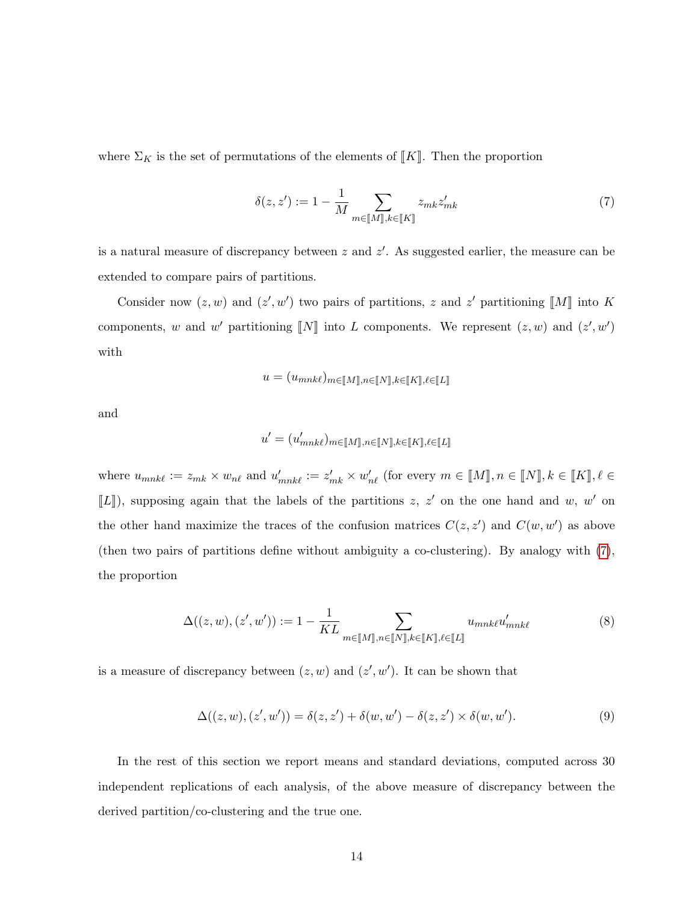where $\Sigma_K$ is the set of permutations of the elements of $[\![K]\!]$. Then the proportion

$$\delta(z, z') := 1 - \frac{1}{M} \sum_{m \in [\![M]\!], k \in [\![K]\!]} z_{mk} z'_{mk} \tag{7}$$

is a natural measure of discrepancy between $z$ and $z'$. As suggested earlier, the measure can be extended to compare pairs of partitions.

Consider now $(z, w)$ and $(z', w')$ two pairs of partitions, $z$ and $z'$ partitioning $[\![M]\!]$ into $K$ components, $w$ and $w'$ partitioning $[\![N]\!]$ into $L$ components. We represent $(z, w)$ and $(z', w')$ with

$$u = (u_{mnk\ell})_{m \in [\![M]\!], n \in [\![N]\!], k \in [\![K]\!], \ell \in [\![L]\!]}$$

and

$$u' = (u'_{mnk\ell})_{m \in [\![M]\!], n \in [\![N]\!], k \in [\![K]\!], \ell \in [\![L]\!]}$$

where $u_{mnk\ell} := z_{mk} \times w_{n\ell}$ and $u'_{mnk\ell} := z'_{mk} \times w'_{n\ell}$ (for every $m \in [\![M]\!], n \in [\![N]\!], k \in [\![K]\!], \ell \in [\![L]\!]$), supposing again that the labels of the partitions $z$, $z'$ on the one hand and $w$, $w'$ on the other hand maximize the traces of the confusion matrices $C(z, z')$ and $C(w, w')$ as above (then two pairs of partitions define without ambiguity a co-clustering). By analogy with (7), the proportion

$$\Delta((z, w), (z', w')) := 1 - \frac{1}{KL} \sum_{m \in [\![M]\!], n \in [\![N]\!], k \in [\![K]\!], \ell \in [\![L]\!]} u_{mnk\ell} u'_{mnk\ell} \tag{8}$$

is a measure of discrepancy between $(z, w)$ and $(z', w')$. It can be shown that

$$\Delta((z, w), (z', w')) = \delta(z, z') + \delta(w, w') - \delta(z, z') \times \delta(w, w'). \tag{9}$$

In the rest of this section we report means and standard deviations, computed across 30 independent replications of each analysis, of the above measure of discrepancy between the derived partition/co-clustering and the true one.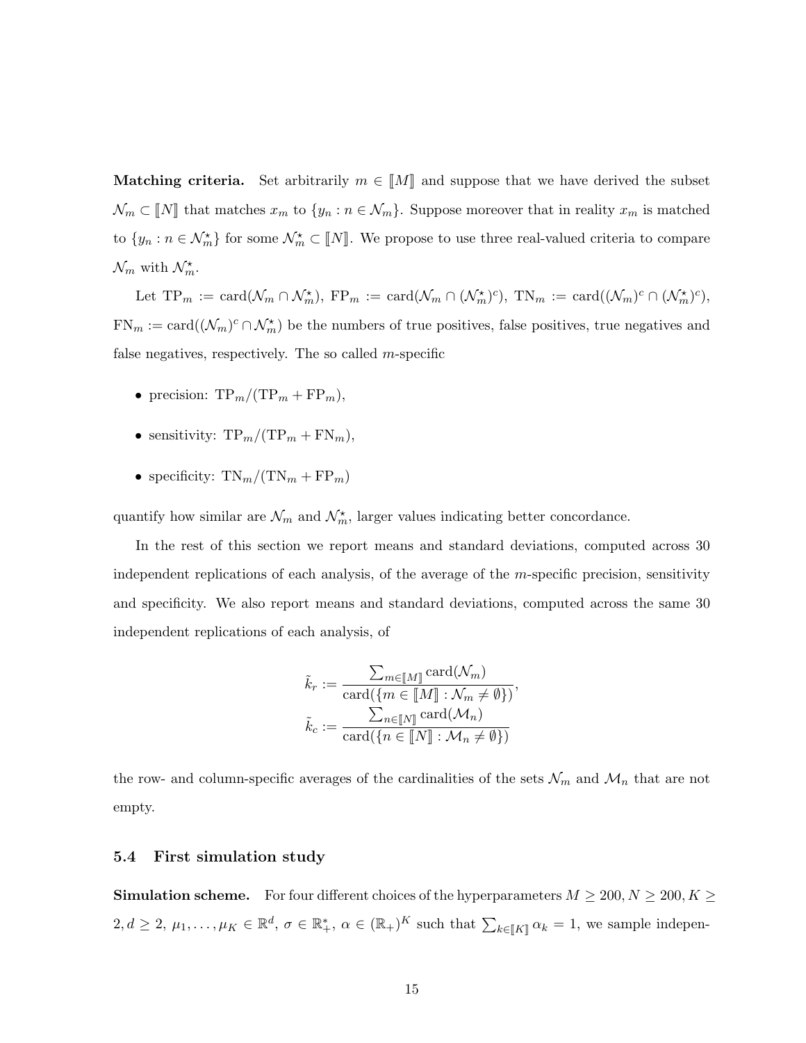**Matching criteria.** Set arbitrarily $m \in [\![M]\!]$ and suppose that we have derived the subset $\mathcal{N}_m \subset [\![N]\!]$ that matches $x_m$ to $\{y_n : n \in \mathcal{N}_m\}$. Suppose moreover that in reality $x_m$ is matched to $\{y_n : n \in \mathcal{N}_m^\star\}$ for some $\mathcal{N}_m^\star \subset [\![N]\!]$. We propose to use three real-valued criteria to compare $\mathcal{N}_m$ with $\mathcal{N}_m^\star$.

Let $\mathrm{TP}_m := \mathrm{card}(\mathcal{N}_m \cap \mathcal{N}_m^\star)$, $\mathrm{FP}_m := \mathrm{card}(\mathcal{N}_m \cap (\mathcal{N}_m^\star)^c)$, $\mathrm{TN}_m := \mathrm{card}((\mathcal{N}_m)^c \cap (\mathcal{N}_m^\star)^c)$, $\mathrm{FN}_m := \mathrm{card}((\mathcal{N}_m)^c \cap \mathcal{N}_m^\star)$ be the numbers of true positives, false positives, true negatives and false negatives, respectively. The so called $m$-specific

- precision: $\mathrm{TP}_m/(\mathrm{TP}_m + \mathrm{FP}_m)$,
- sensitivity: $\mathrm{TP}_m/(\mathrm{TP}_m + \mathrm{FN}_m)$,
- specificity: $\mathrm{TN}_m/(\mathrm{TN}_m + \mathrm{FP}_m)$

quantify how similar are $\mathcal{N}_m$ and $\mathcal{N}_m^\star$, larger values indicating better concordance.

In the rest of this section we report means and standard deviations, computed across 30 independent replications of each analysis, of the average of the $m$-specific precision, sensitivity and specificity. We also report means and standard deviations, computed across the same 30 independent replications of each analysis, of

$$\tilde{k}_r := \frac{\sum_{m \in [\![M]\!]} \mathrm{card}(\mathcal{N}_m)}{\mathrm{card}(\{m \in [\![M]\!] : \mathcal{N}_m \neq \emptyset\})},$$
$$\tilde{k}_c := \frac{\sum_{n \in [\![N]\!]} \mathrm{card}(\mathcal{M}_n)}{\mathrm{card}(\{n \in [\![N]\!] : \mathcal{M}_n \neq \emptyset\})}$$

the row- and column-specific averages of the cardinalities of the sets $\mathcal{N}_m$ and $\mathcal{M}_n$ that are not empty.

### 5.4 First simulation study

**Simulation scheme.** For four different choices of the hyperparameters $M \geq 200, N \geq 200, K \geq 2, d \geq 2$, $\mu_1, \ldots, \mu_K \in \mathbb{R}^d$, $\sigma \in \mathbb{R}_+^*$, $\alpha \in (\mathbb{R}_+)^K$ such that $\sum_{k \in [\![K]\!]} \alpha_k = 1$, we sample indepen-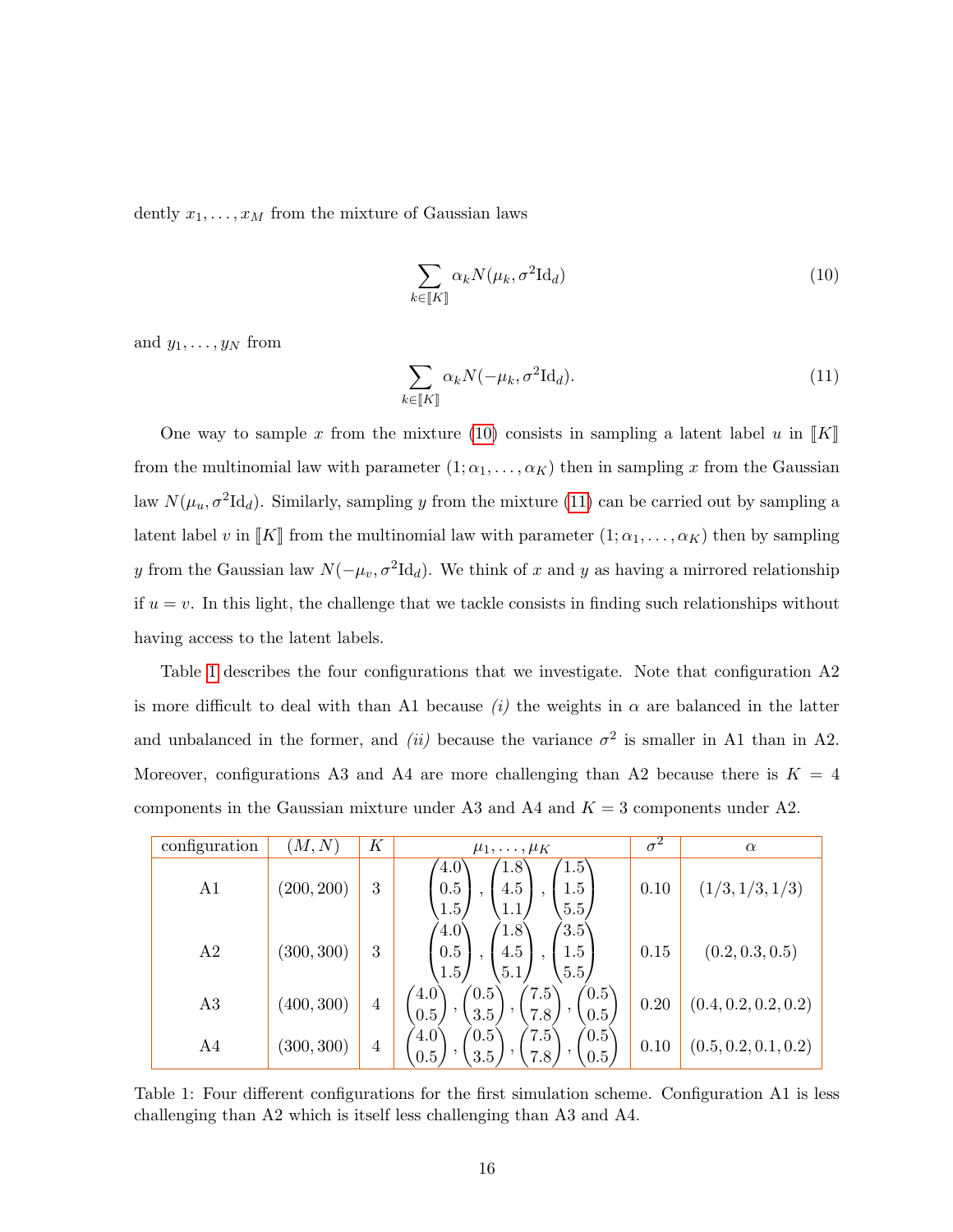dently $x_1, \ldots, x_M$ from the mixture of Gaussian laws

$$\sum_{k \in [\![K]\!]} \alpha_k N(\mu_k, \sigma^2 \mathrm{Id}_d) \tag{10}$$

and $y_1, \ldots, y_N$ from

$$\sum_{k \in [\![K]\!]} \alpha_k N(-\mu_k, \sigma^2 \mathrm{Id}_d). \tag{11}$$

One way to sample $x$ from the mixture (10) consists in sampling a latent label $u$ in $[\![K]\!]$ from the multinomial law with parameter $(1; \alpha_1, \ldots, \alpha_K)$ then in sampling $x$ from the Gaussian law $N(\mu_u, \sigma^2 \mathrm{Id}_d)$. Similarly, sampling $y$ from the mixture (11) can be carried out by sampling a latent label $v$ in $[\![K]\!]$ from the multinomial law with parameter $(1; \alpha_1, \ldots, \alpha_K)$ then by sampling $y$ from the Gaussian law $N(-\mu_v, \sigma^2 \mathrm{Id}_d)$. We think of $x$ and $y$ as having a mirrored relationship if $u = v$. In this light, the challenge that we tackle consists in finding such relationships without having access to the latent labels.

Table 1 describes the four configurations that we investigate. Note that configuration A2 is more difficult to deal with than A1 because *(i)* the weights in $\alpha$ are balanced in the latter and unbalanced in the former, and *(ii)* because the variance $\sigma^2$ is smaller in A1 than in A2. Moreover, configurations A3 and A4 are more challenging than A2 because there is $K = 4$ components in the Gaussian mixture under A3 and A4 and $K = 3$ components under A2.

| configuration | $(M, N)$ | $K$ | $\mu_1, \ldots, \mu_K$ | $\sigma^2$ | $\alpha$ |
|---|---|---|---|---|---|
| A1 | (200, 200) | 3 | $\begin{pmatrix}4.0\\0.5\\1.5\end{pmatrix}, \begin{pmatrix}1.8\\4.5\\1.1\end{pmatrix}, \begin{pmatrix}1.5\\1.5\\5.5\end{pmatrix}$ | 0.10 | (1/3, 1/3, 1/3) |
| A2 | (300, 300) | 3 | $\begin{pmatrix}4.0\\0.5\\1.5\end{pmatrix}, \begin{pmatrix}1.8\\4.5\\5.1\end{pmatrix}, \begin{pmatrix}3.5\\1.5\\5.5\end{pmatrix}$ | 0.15 | (0.2, 0.3, 0.5) |
| A3 | (400, 300) | 4 | $\begin{pmatrix}4.0\\0.5\end{pmatrix}, \begin{pmatrix}0.5\\3.5\end{pmatrix}, \begin{pmatrix}7.5\\7.8\end{pmatrix}, \begin{pmatrix}0.5\\0.5\end{pmatrix}$ | 0.20 | (0.4, 0.2, 0.2, 0.2) |
| A4 | (300, 300) | 4 | $\begin{pmatrix}4.0\\0.5\end{pmatrix}, \begin{pmatrix}0.5\\3.5\end{pmatrix}, \begin{pmatrix}7.5\\7.8\end{pmatrix}, \begin{pmatrix}0.5\\0.5\end{pmatrix}$ | 0.10 | (0.5, 0.2, 0.1, 0.2) |

Table 1: Four different configurations for the first simulation scheme. Configuration A1 is less challenging than A2 which is itself less challenging than A3 and A4.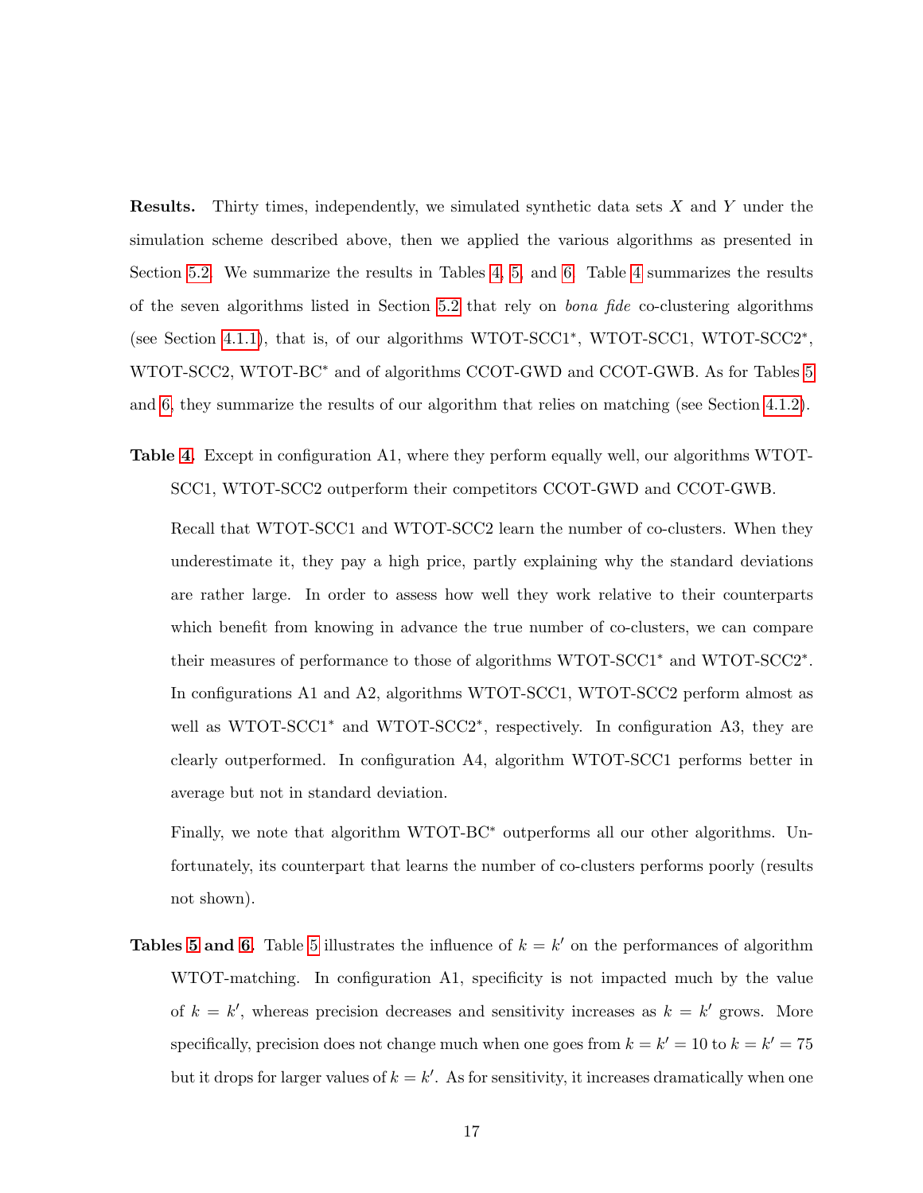**Results.** Thirty times, independently, we simulated synthetic data sets $X$ and $Y$ under the simulation scheme described above, then we applied the various algorithms as presented in Section 5.2. We summarize the results in Tables 4, 5, and 6. Table 4 summarizes the results of the seven algorithms listed in Section 5.2 that rely on *bona fide* co-clustering algorithms (see Section 4.1.1), that is, of our algorithms WTOT-SCC1*, WTOT-SCC1, WTOT-SCC2*, WTOT-SCC2, WTOT-BC* and of algorithms CCOT-GWD and CCOT-GWB. As for Tables 5 and 6, they summarize the results of our algorithm that relies on matching (see Section 4.1.2).

**Table 4.** Except in configuration A1, where they perform equally well, our algorithms WTOT-SCC1, WTOT-SCC2 outperform their competitors CCOT-GWD and CCOT-GWB.

Recall that WTOT-SCC1 and WTOT-SCC2 learn the number of co-clusters. When they underestimate it, they pay a high price, partly explaining why the standard deviations are rather large. In order to assess how well they work relative to their counterparts which benefit from knowing in advance the true number of co-clusters, we can compare their measures of performance to those of algorithms WTOT-SCC1* and WTOT-SCC2*. In configurations A1 and A2, algorithms WTOT-SCC1, WTOT-SCC2 perform almost as well as WTOT-SCC1* and WTOT-SCC2*, respectively. In configuration A3, they are clearly outperformed. In configuration A4, algorithm WTOT-SCC1 performs better in average but not in standard deviation.

Finally, we note that algorithm WTOT-BC* outperforms all our other algorithms. Unfortunately, its counterpart that learns the number of co-clusters performs poorly (results not shown).

**Tables 5 and 6.** Table 5 illustrates the influence of $k = k'$ on the performances of algorithm WTOT-matching. In configuration A1, specificity is not impacted much by the value of $k = k'$, whereas precision decreases and sensitivity increases as $k = k'$ grows. More specifically, precision does not change much when one goes from $k = k' = 10$ to $k = k' = 75$ but it drops for larger values of $k = k'$. As for sensitivity, it increases dramatically when one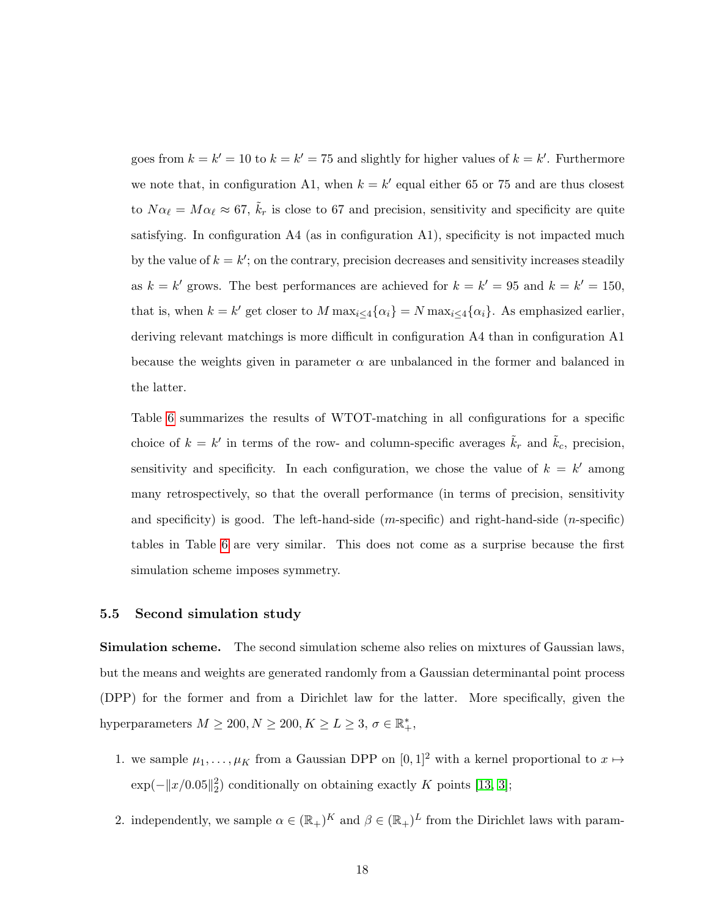goes from $k = k' = 10$ to $k = k' = 75$ and slightly for higher values of $k = k'$. Furthermore we note that, in configuration A1, when $k = k'$ equal either 65 or 75 and are thus closest to $N\alpha_\ell = M\alpha_\ell \approx 67$, $\tilde{k}_r$ is close to 67 and precision, sensitivity and specificity are quite satisfying. In configuration A4 (as in configuration A1), specificity is not impacted much by the value of $k = k'$; on the contrary, precision decreases and sensitivity increases steadily as $k = k'$ grows. The best performances are achieved for $k = k' = 95$ and $k = k' = 150$, that is, when $k = k'$ get closer to $M \max_{i \le 4}\{\alpha_i\} = N \max_{i \le 4}\{\alpha_i\}$. As emphasized earlier, deriving relevant matchings is more difficult in configuration A4 than in configuration A1 because the weights given in parameter $\alpha$ are unbalanced in the former and balanced in the latter.

Table 6 summarizes the results of WTOT-matching in all configurations for a specific choice of $k = k'$ in terms of the row- and column-specific averages $\tilde{k}_r$ and $\tilde{k}_c$, precision, sensitivity and specificity. In each configuration, we chose the value of $k = k'$ among many retrospectively, so that the overall performance (in terms of precision, sensitivity and specificity) is good. The left-hand-side ($m$-specific) and right-hand-side ($n$-specific) tables in Table 6 are very similar. This does not come as a surprise because the first simulation scheme imposes symmetry.

### 5.5 Second simulation study

**Simulation scheme.** The second simulation scheme also relies on mixtures of Gaussian laws, but the means and weights are generated randomly from a Gaussian determinantal point process (DPP) for the former and from a Dirichlet law for the latter. More specifically, given the hyperparameters $M \ge 200, N \ge 200, K \ge L \ge 3$, $\sigma \in \mathbb{R}_+^*$,

1. we sample $\mu_1, \ldots, \mu_K$ from a Gaussian DPP on $[0, 1]^2$ with a kernel proportional to $x \mapsto \exp(-\|x/0.05\|_2^2)$ conditionally on obtaining exactly $K$ points [13, 3];
2. independently, we sample $\alpha \in (\mathbb{R}_+)^K$ and $\beta \in (\mathbb{R}_+)^L$ from the Dirichlet laws with param-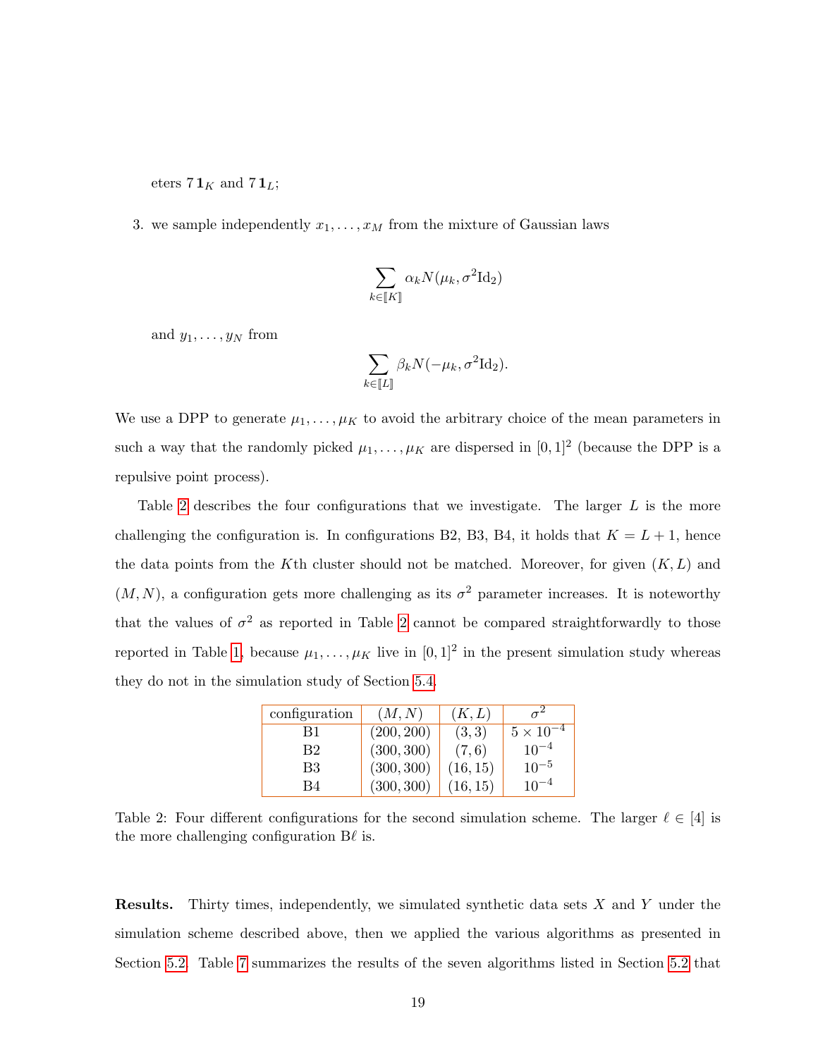eters $7\,\mathbf{1}_K$ and $7\,\mathbf{1}_L$;

3. we sample independently $x_1, \ldots, x_M$ from the mixture of Gaussian laws

$$\sum_{k \in [\![K]\!]} \alpha_k N(\mu_k, \sigma^2 \mathrm{Id}_2)$$

   and $y_1, \ldots, y_N$ from

$$\sum_{k \in [\![L]\!]} \beta_k N(-\mu_k, \sigma^2 \mathrm{Id}_2).$$

We use a DPP to generate $\mu_1, \ldots, \mu_K$ to avoid the arbitrary choice of the mean parameters in such a way that the randomly picked $\mu_1, \ldots, \mu_K$ are dispersed in $[0, 1]^2$ (because the DPP is a repulsive point process).

Table 2 describes the four configurations that we investigate. The larger $L$ is the more challenging the configuration is. In configurations B2, B3, B4, it holds that $K = L + 1$, hence the data points from the $K$th cluster should not be matched. Moreover, for given $(K, L)$ and $(M, N)$, a configuration gets more challenging as its $\sigma^2$ parameter increases. It is noteworthy that the values of $\sigma^2$ as reported in Table 2 cannot be compared straightforwardly to those reported in Table 1, because $\mu_1, \ldots, \mu_K$ live in $[0, 1]^2$ in the present simulation study whereas they do not in the simulation study of Section 5.4.

| configuration | $(M, N)$ | $(K, L)$ | $\sigma^2$ |
|---|---|---|---|
| B1 | $(200, 200)$ | $(3, 3)$ | $5 \times 10^{-4}$ |
| B2 | $(300, 300)$ | $(7, 6)$ | $10^{-4}$ |
| B3 | $(300, 300)$ | $(16, 15)$ | $10^{-5}$ |
| B4 | $(300, 300)$ | $(16, 15)$ | $10^{-4}$ |

Table 2: Four different configurations for the second simulation scheme. The larger $\ell \in [4]$ is the more challenging configuration B$\ell$ is.

**Results.** Thirty times, independently, we simulated synthetic data sets $X$ and $Y$ under the simulation scheme described above, then we applied the various algorithms as presented in Section 5.2. Table 7 summarizes the results of the seven algorithms listed in Section 5.2 that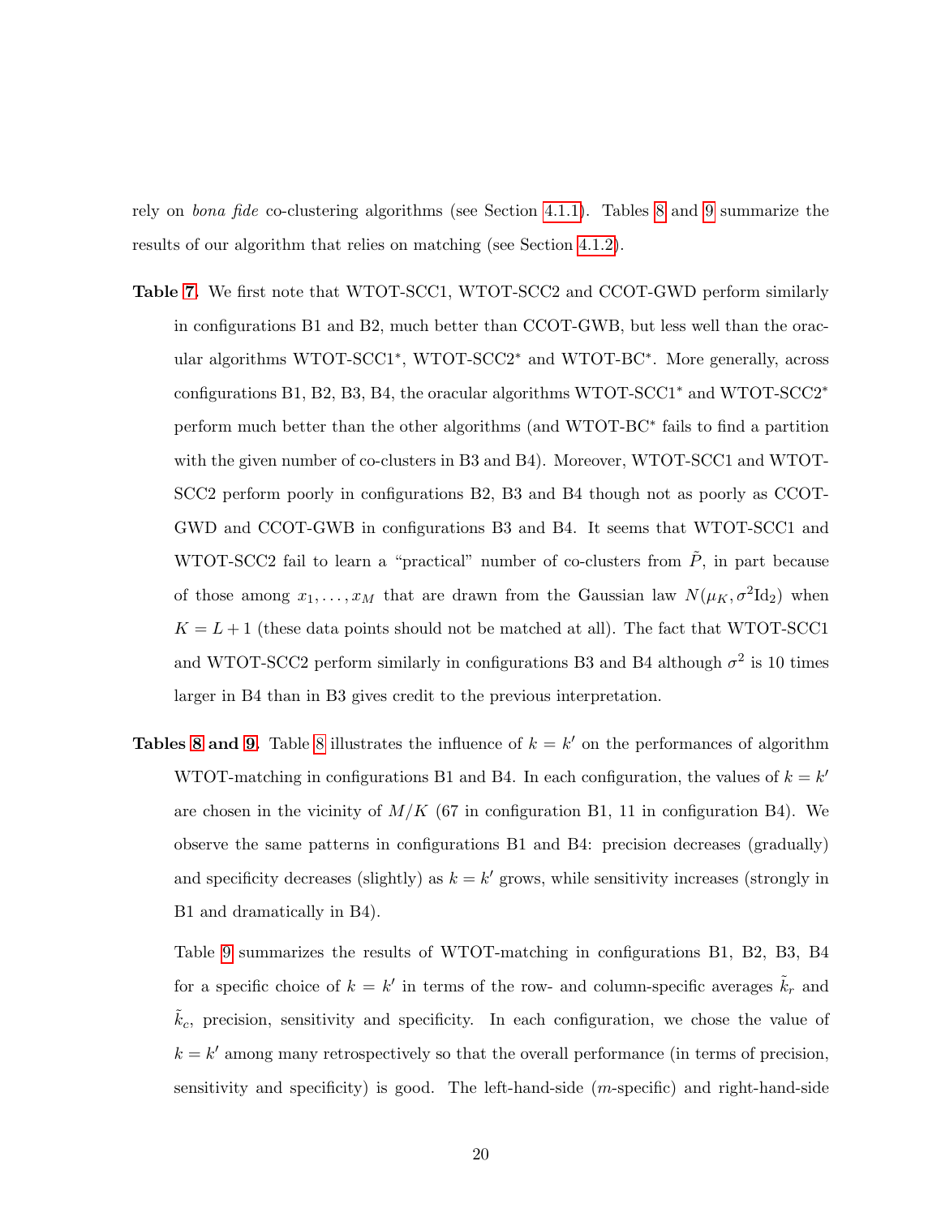rely on *bona fide* co-clustering algorithms (see Section 4.1.1). Tables 8 and 9 summarize the results of our algorithm that relies on matching (see Section 4.1.2).

**Table 7.** We first note that WTOT-SCC1, WTOT-SCC2 and CCOT-GWD perform similarly in configurations B1 and B2, much better than CCOT-GWB, but less well than the oracular algorithms WTOT-SCC1$^*$, WTOT-SCC2$^*$ and WTOT-BC$^*$. More generally, across configurations B1, B2, B3, B4, the oracular algorithms WTOT-SCC1$^*$ and WTOT-SCC2$^*$ perform much better than the other algorithms (and WTOT-BC$^*$ fails to find a partition with the given number of co-clusters in B3 and B4). Moreover, WTOT-SCC1 and WTOT-SCC2 perform poorly in configurations B2, B3 and B4 though not as poorly as CCOT-GWD and CCOT-GWB in configurations B3 and B4. It seems that WTOT-SCC1 and WTOT-SCC2 fail to learn a "practical" number of co-clusters from $\tilde{P}$, in part because of those among $x_1, \ldots, x_M$ that are drawn from the Gaussian law $N(\mu_K, \sigma^2 \mathrm{Id}_2)$ when $K = L + 1$ (these data points should not be matched at all). The fact that WTOT-SCC1 and WTOT-SCC2 perform similarly in configurations B3 and B4 although $\sigma^2$ is 10 times larger in B4 than in B3 gives credit to the previous interpretation.

**Tables 8 and 9.** Table 8 illustrates the influence of $k = k'$ on the performances of algorithm WTOT-matching in configurations B1 and B4. In each configuration, the values of $k = k'$ are chosen in the vicinity of $M/K$ (67 in configuration B1, 11 in configuration B4). We observe the same patterns in configurations B1 and B4: precision decreases (gradually) and specificity decreases (slightly) as $k = k'$ grows, while sensitivity increases (strongly in B1 and dramatically in B4).

Table 9 summarizes the results of WTOT-matching in configurations B1, B2, B3, B4 for a specific choice of $k = k'$ in terms of the row- and column-specific averages $\tilde{k}_r$ and $\tilde{k}_c$, precision, sensitivity and specificity. In each configuration, we chose the value of $k = k'$ among many retrospectively so that the overall performance (in terms of precision, sensitivity and specificity) is good. The left-hand-side ($m$-specific) and right-hand-side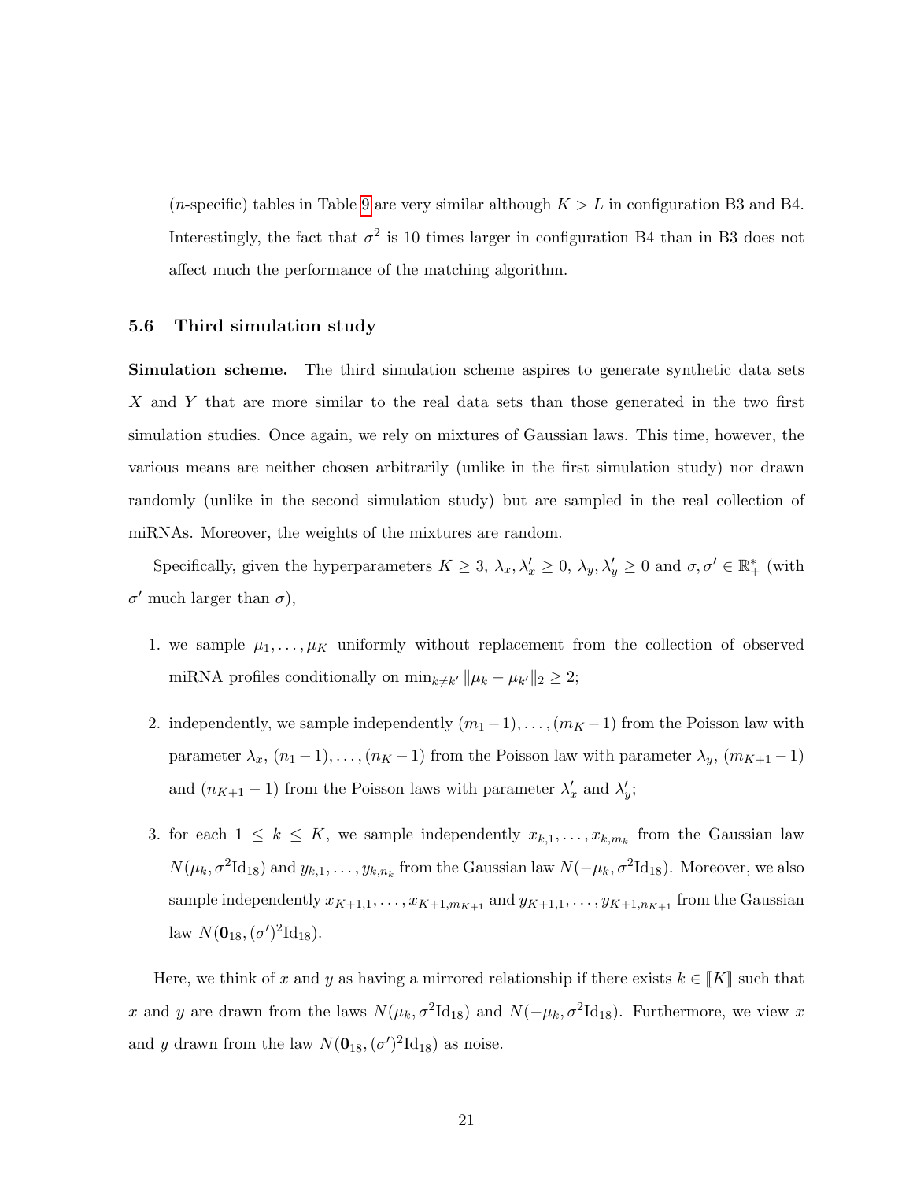($n$-specific) tables in Table 9 are very similar although $K > L$ in configuration B3 and B4. Interestingly, the fact that $\sigma^2$ is 10 times larger in configuration B4 than in B3 does not affect much the performance of the matching algorithm.

### 5.6 Third simulation study

**Simulation scheme.** The third simulation scheme aspires to generate synthetic data sets $X$ and $Y$ that are more similar to the real data sets than those generated in the two first simulation studies. Once again, we rely on mixtures of Gaussian laws. This time, however, the various means are neither chosen arbitrarily (unlike in the first simulation study) nor drawn randomly (unlike in the second simulation study) but are sampled in the real collection of miRNAs. Moreover, the weights of the mixtures are random.

Specifically, given the hyperparameters $K \geq 3$, $\lambda_x, \lambda_x' \geq 0$, $\lambda_y, \lambda_y' \geq 0$ and $\sigma, \sigma' \in \mathbb{R}_+^*$ (with $\sigma'$ much larger than $\sigma$),

1. we sample $\mu_1, \ldots, \mu_K$ uniformly without replacement from the collection of observed miRNA profiles conditionally on $\min_{k \neq k'} \|\mu_k - \mu_{k'}\|_2 \geq 2$;
2. independently, we sample independently $(m_1 - 1), \ldots, (m_K - 1)$ from the Poisson law with parameter $\lambda_x$, $(n_1 - 1), \ldots, (n_K - 1)$ from the Poisson law with parameter $\lambda_y$, $(m_{K+1} - 1)$ and $(n_{K+1} - 1)$ from the Poisson laws with parameter $\lambda_x'$ and $\lambda_y'$;
3. for each $1 \leq k \leq K$, we sample independently $x_{k,1}, \ldots, x_{k,m_k}$ from the Gaussian law $N(\mu_k, \sigma^2 \mathrm{Id}_{18})$ and $y_{k,1}, \ldots, y_{k,n_k}$ from the Gaussian law $N(-\mu_k, \sigma^2 \mathrm{Id}_{18})$. Moreover, we also sample independently $x_{K+1,1}, \ldots, x_{K+1,m_{K+1}}$ and $y_{K+1,1}, \ldots, y_{K+1,n_{K+1}}$ from the Gaussian law $N(\mathbf{0}_{18}, (\sigma')^2 \mathrm{Id}_{18})$.

Here, we think of $x$ and $y$ as having a mirrored relationship if there exists $k \in [\![K]\!]$ such that $x$ and $y$ are drawn from the laws $N(\mu_k, \sigma^2 \mathrm{Id}_{18})$ and $N(-\mu_k, \sigma^2 \mathrm{Id}_{18})$. Furthermore, we view $x$ and $y$ drawn from the law $N(\mathbf{0}_{18}, (\sigma')^2 \mathrm{Id}_{18})$ as noise.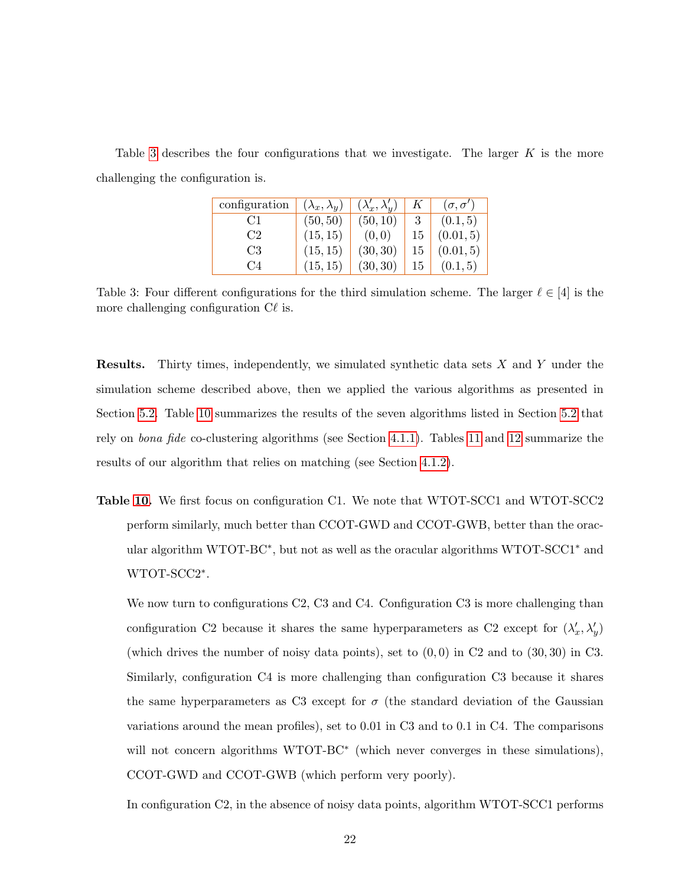Table 3 describes the four configurations that we investigate. The larger $K$ is the more challenging the configuration is.

| configuration | $(\lambda_x, \lambda_y)$ | $(\lambda'_x, \lambda'_y)$ | $K$ | $(\sigma, \sigma')$ |
|---|---|---|---|---|
| C1 | $(50, 50)$ | $(50, 10)$ | 3 | $(0.1, 5)$ |
| C2 | $(15, 15)$ | $(0, 0)$ | 15 | $(0.01, 5)$ |
| C3 | $(15, 15)$ | $(30, 30)$ | 15 | $(0.01, 5)$ |
| C4 | $(15, 15)$ | $(30, 30)$ | 15 | $(0.1, 5)$ |

Table 3: Four different configurations for the third simulation scheme. The larger $\ell \in [4]$ is the more challenging configuration C$\ell$ is.

**Results.** Thirty times, independently, we simulated synthetic data sets $X$ and $Y$ under the simulation scheme described above, then we applied the various algorithms as presented in Section 5.2. Table 10 summarizes the results of the seven algorithms listed in Section 5.2 that rely on *bona fide* co-clustering algorithms (see Section 4.1.1). Tables 11 and 12 summarize the results of our algorithm that relies on matching (see Section 4.1.2).

**Table 10.** We first focus on configuration C1. We note that WTOT-SCC1 and WTOT-SCC2 perform similarly, much better than CCOT-GWD and CCOT-GWB, better than the oracular algorithm WTOT-BC$^*$, but not as well as the oracular algorithms WTOT-SCC1$^*$ and WTOT-SCC2$^*$.

We now turn to configurations C2, C3 and C4. Configuration C3 is more challenging than configuration C2 because it shares the same hyperparameters as C2 except for $(\lambda'_x, \lambda'_y)$ (which drives the number of noisy data points), set to $(0, 0)$ in C2 and to $(30, 30)$ in C3. Similarly, configuration C4 is more challenging than configuration C3 because it shares the same hyperparameters as C3 except for $\sigma$ (the standard deviation of the Gaussian variations around the mean profiles), set to 0.01 in C3 and to 0.1 in C4. The comparisons will not concern algorithms WTOT-BC$^*$ (which never converges in these simulations), CCOT-GWD and CCOT-GWB (which perform very poorly).

In configuration C2, in the absence of noisy data points, algorithm WTOT-SCC1 performs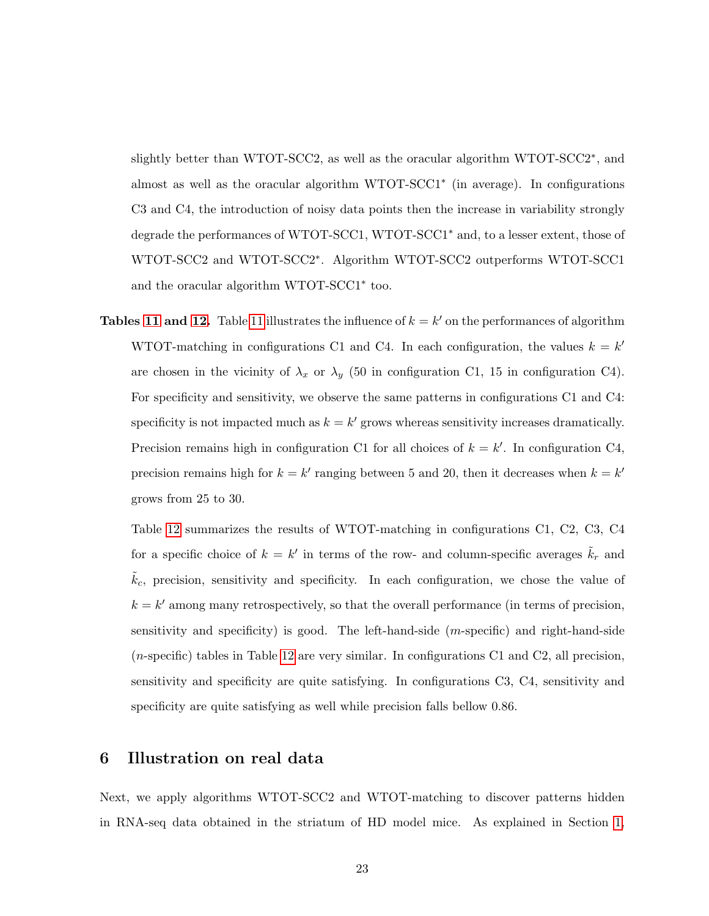slightly better than WTOT-SCC2, as well as the oracular algorithm WTOT-SCC2*, and almost as well as the oracular algorithm WTOT-SCC1* (in average). In configurations C3 and C4, the introduction of noisy data points then the increase in variability strongly degrade the performances of WTOT-SCC1, WTOT-SCC1* and, to a lesser extent, those of WTOT-SCC2 and WTOT-SCC2*. Algorithm WTOT-SCC2 outperforms WTOT-SCC1 and the oracular algorithm WTOT-SCC1* too.

**Tables 11 and 12.** Table 11 illustrates the influence of $k = k'$ on the performances of algorithm WTOT-matching in configurations C1 and C4. In each configuration, the values $k = k'$ are chosen in the vicinity of $\lambda_x$ or $\lambda_y$ (50 in configuration C1, 15 in configuration C4). For specificity and sensitivity, we observe the same patterns in configurations C1 and C4: specificity is not impacted much as $k = k'$ grows whereas sensitivity increases dramatically. Precision remains high in configuration C1 for all choices of $k = k'$. In configuration C4, precision remains high for $k = k'$ ranging between 5 and 20, then it decreases when $k = k'$ grows from 25 to 30.

Table 12 summarizes the results of WTOT-matching in configurations C1, C2, C3, C4 for a specific choice of $k = k'$ in terms of the row- and column-specific averages $\tilde{k}_r$ and $\tilde{k}_c$, precision, sensitivity and specificity. In each configuration, we chose the value of $k = k'$ among many retrospectively, so that the overall performance (in terms of precision, sensitivity and specificity) is good. The left-hand-side ($m$-specific) and right-hand-side ($n$-specific) tables in Table 12 are very similar. In configurations C1 and C2, all precision, sensitivity and specificity are quite satisfying. In configurations C3, C4, sensitivity and specificity are quite satisfying as well while precision falls bellow 0.86.

## 6 Illustration on real data

Next, we apply algorithms WTOT-SCC2 and WTOT-matching to discover patterns hidden in RNA-seq data obtained in the striatum of HD model mice. As explained in Section 1,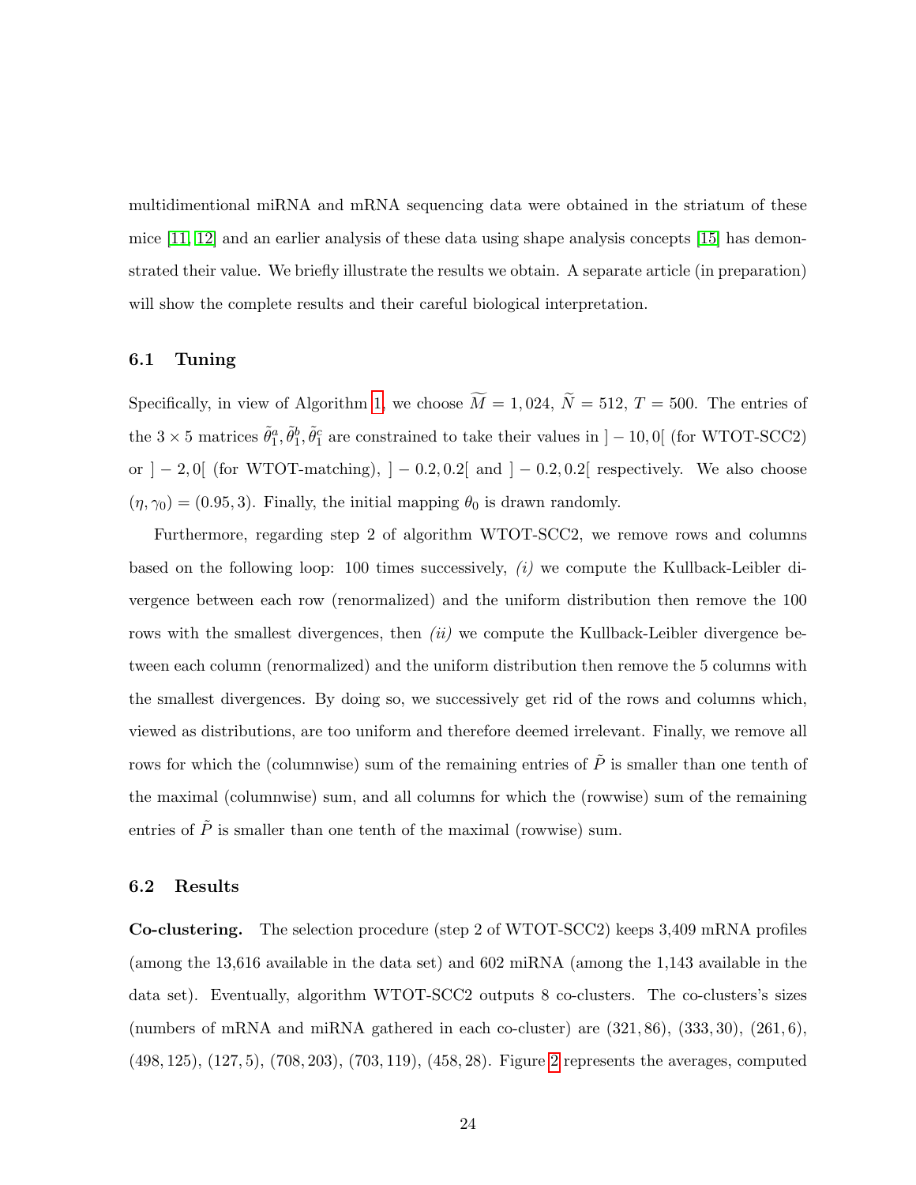multidimentional miRNA and mRNA sequencing data were obtained in the striatum of these mice [11, 12] and an earlier analysis of these data using shape analysis concepts [15] has demonstrated their value. We briefly illustrate the results we obtain. A separate article (in preparation) will show the complete results and their careful biological interpretation.

### 6.1 Tuning

Specifically, in view of Algorithm 1, we choose $\widetilde{M} = 1,024$, $\widetilde{N} = 512$, $T = 500$. The entries of the $3 \times 5$ matrices $\tilde{\theta}_1^a, \tilde{\theta}_1^b, \tilde{\theta}_1^c$ are constrained to take their values in $]-10, 0[$ (for WTOT-SCC2) or $]-2, 0[$ (for WTOT-matching), $]-0.2, 0.2[$ and $]-0.2, 0.2[$ respectively. We also choose $(\eta, \gamma_0) = (0.95, 3)$. Finally, the initial mapping $\theta_0$ is drawn randomly.

Furthermore, regarding step 2 of algorithm WTOT-SCC2, we remove rows and columns based on the following loop: 100 times successively, *(i)* we compute the Kullback-Leibler divergence between each row (renormalized) and the uniform distribution then remove the 100 rows with the smallest divergences, then *(ii)* we compute the Kullback-Leibler divergence between each column (renormalized) and the uniform distribution then remove the 5 columns with the smallest divergences. By doing so, we successively get rid of the rows and columns which, viewed as distributions, are too uniform and therefore deemed irrelevant. Finally, we remove all rows for which the (columnwise) sum of the remaining entries of $\tilde{P}$ is smaller than one tenth of the maximal (columnwise) sum, and all columns for which the (rowwise) sum of the remaining entries of $\tilde{P}$ is smaller than one tenth of the maximal (rowwise) sum.

### 6.2 Results

**Co-clustering.** The selection procedure (step 2 of WTOT-SCC2) keeps 3,409 mRNA profiles (among the 13,616 available in the data set) and 602 miRNA (among the 1,143 available in the data set). Eventually, algorithm WTOT-SCC2 outputs 8 co-clusters. The co-clusters's sizes (numbers of mRNA and miRNA gathered in each co-cluster) are $(321, 86)$, $(333, 30)$, $(261, 6)$, $(498, 125)$, $(127, 5)$, $(708, 203)$, $(703, 119)$, $(458, 28)$. Figure 2 represents the averages, computed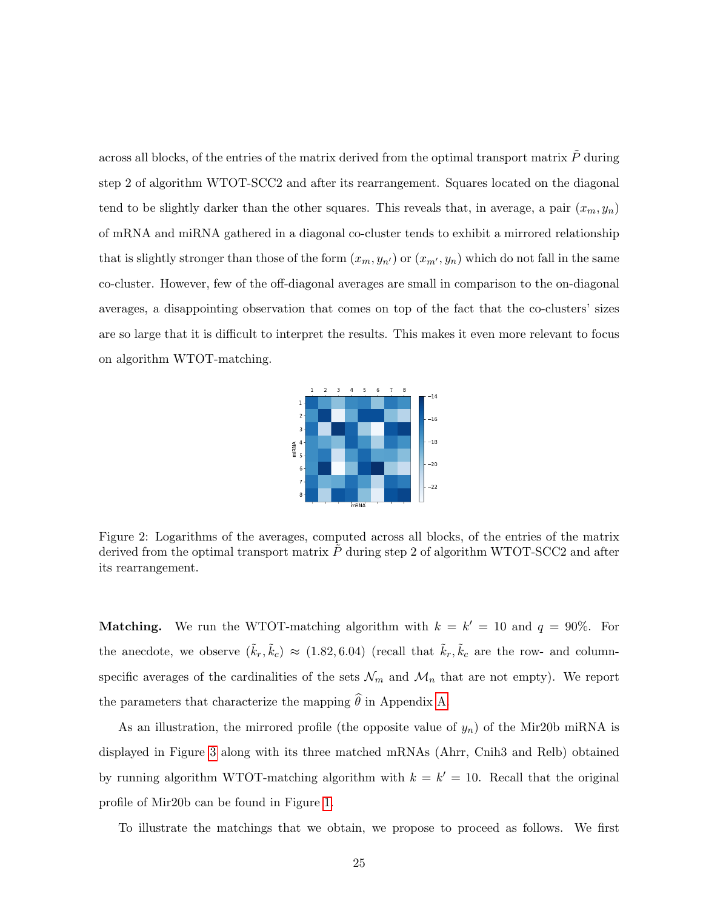across all blocks, of the entries of the matrix derived from the optimal transport matrix $\tilde{P}$ during step 2 of algorithm WTOT-SCC2 and after its rearrangement. Squares located on the diagonal tend to be slightly darker than the other squares. This reveals that, in average, a pair $(x_m, y_n)$ of mRNA and miRNA gathered in a diagonal co-cluster tends to exhibit a mirrored relationship that is slightly stronger than those of the form $(x_m, y_{n'})$ or $(x_{m'}, y_n)$ which do not fall in the same co-cluster. However, few of the off-diagonal averages are small in comparison to the on-diagonal averages, a disappointing observation that comes on top of the fact that the co-clusters' sizes are so large that it is difficult to interpret the results. This makes it even more relevant to focus on algorithm WTOT-matching.

Figure 2: Logarithms of the averages, computed across all blocks, of the entries of the matrix derived from the optimal transport matrix $\tilde{P}$ during step 2 of algorithm WTOT-SCC2 and after its rearrangement.

**Matching.** We run the WTOT-matching algorithm with $k = k' = 10$ and $q = 90\%$. For the anecdote, we observe $(\tilde{k}_r, \tilde{k}_c) \approx (1.82, 6.04)$ (recall that $\tilde{k}_r, \tilde{k}_c$ are the row- and column-specific averages of the cardinalities of the sets $\mathcal{N}_m$ and $\mathcal{M}_n$ that are not empty). We report the parameters that characterize the mapping $\widehat{\theta}$ in Appendix A.

As an illustration, the mirrored profile (the opposite value of $y_n$) of the Mir20b miRNA is displayed in Figure 3 along with its three matched mRNAs (Ahrr, Cnih3 and Relb) obtained by running algorithm WTOT-matching algorithm with $k = k' = 10$. Recall that the original profile of Mir20b can be found in Figure 1.

To illustrate the matchings that we obtain, we propose to proceed as follows. We first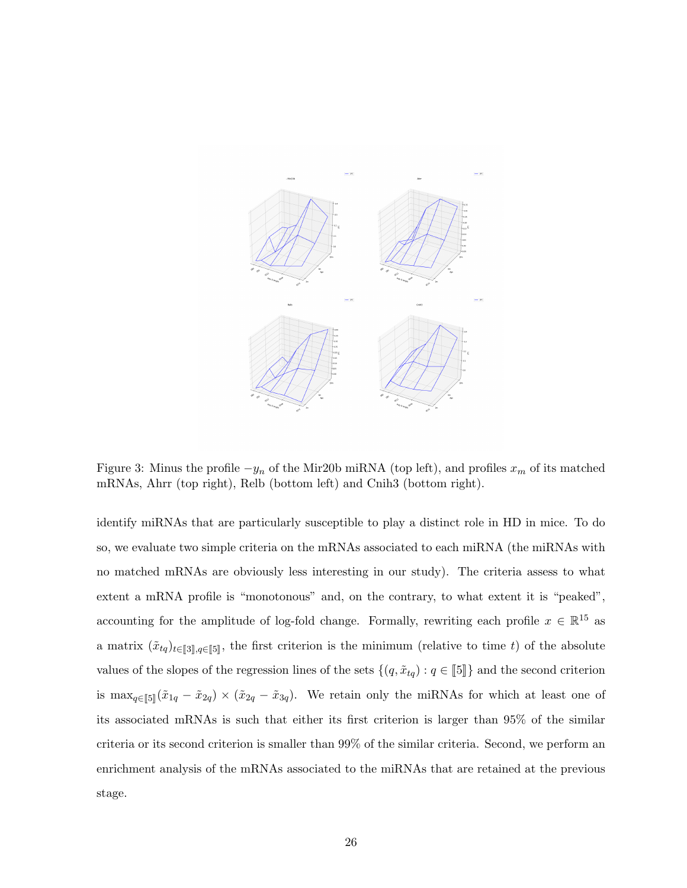Figure 3: Minus the profile $-y_n$ of the Mir20b miRNA (top left), and profiles $x_m$ of its matched mRNAs, Ahrr (top right), Relb (bottom left) and Cnih3 (bottom right).

identify miRNAs that are particularly susceptible to play a distinct role in HD in mice. To do so, we evaluate two simple criteria on the mRNAs associated to each miRNA (the miRNAs with no matched mRNAs are obviously less interesting in our study). The criteria assess to what extent a mRNA profile is "monotonous" and, on the contrary, to what extent it is "peaked", accounting for the amplitude of log-fold change. Formally, rewriting each profile $x \in \mathbb{R}^{15}$ as a matrix $(\tilde{x}_{tq})_{t\in[\![3]\!],q\in[\![5]\!]}$, the first criterion is the minimum (relative to time $t$) of the absolute values of the slopes of the regression lines of the sets $\{(q, \tilde{x}_{tq}) : q \in [\![5]\!]\}$ and the second criterion is $\max_{q\in[\![5]\!]}(\tilde{x}_{1q} - \tilde{x}_{2q}) \times (\tilde{x}_{2q} - \tilde{x}_{3q})$. We retain only the miRNAs for which at least one of its associated mRNAs is such that either its first criterion is larger than 95% of the similar criteria or its second criterion is smaller than 99% of the similar criteria. Second, we perform an enrichment analysis of the mRNAs associated to the miRNAs that are retained at the previous stage.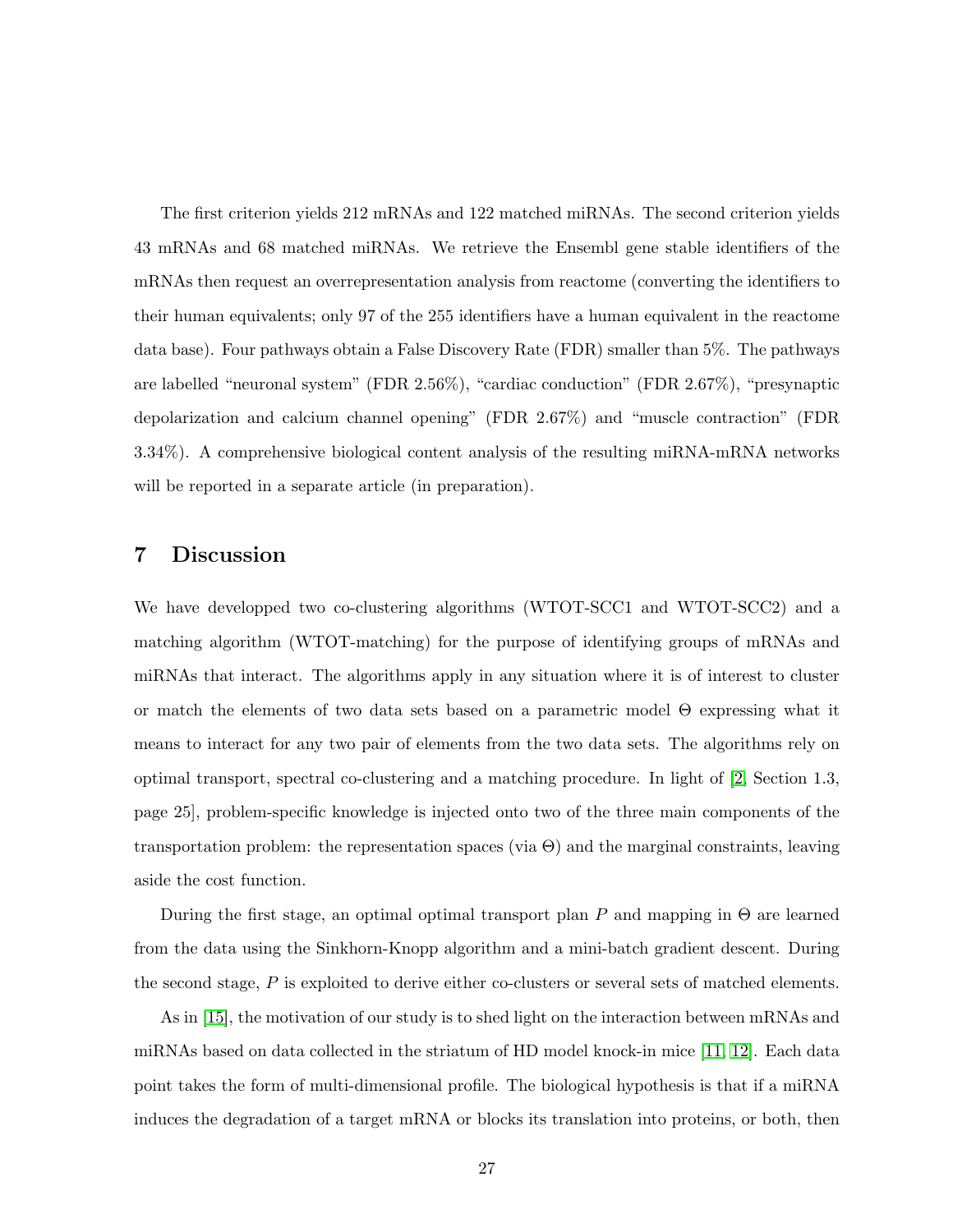The first criterion yields 212 mRNAs and 122 matched miRNAs. The second criterion yields 43 mRNAs and 68 matched miRNAs. We retrieve the Ensembl gene stable identifiers of the mRNAs then request an overrepresentation analysis from reactome (converting the identifiers to their human equivalents; only 97 of the 255 identifiers have a human equivalent in the reactome data base). Four pathways obtain a False Discovery Rate (FDR) smaller than 5%. The pathways are labelled "neuronal system" (FDR 2.56%), "cardiac conduction" (FDR 2.67%), "presynaptic depolarization and calcium channel opening" (FDR 2.67%) and "muscle contraction" (FDR 3.34%). A comprehensive biological content analysis of the resulting miRNA-mRNA networks will be reported in a separate article (in preparation).

## 7 Discussion

We have developped two co-clustering algorithms (WTOT-SCC1 and WTOT-SCC2) and a matching algorithm (WTOT-matching) for the purpose of identifying groups of mRNAs and miRNAs that interact. The algorithms apply in any situation where it is of interest to cluster or match the elements of two data sets based on a parametric model $\Theta$ expressing what it means to interact for any two pair of elements from the two data sets. The algorithms rely on optimal transport, spectral co-clustering and a matching procedure. In light of [2, Section 1.3, page 25], problem-specific knowledge is injected onto two of the three main components of the transportation problem: the representation spaces (via $\Theta$) and the marginal constraints, leaving aside the cost function.

During the first stage, an optimal optimal transport plan $P$ and mapping in $\Theta$ are learned from the data using the Sinkhorn-Knopp algorithm and a mini-batch gradient descent. During the second stage, $P$ is exploited to derive either co-clusters or several sets of matched elements.

As in [15], the motivation of our study is to shed light on the interaction between mRNAs and miRNAs based on data collected in the striatum of HD model knock-in mice [11, 12]. Each data point takes the form of multi-dimensional profile. The biological hypothesis is that if a miRNA induces the degradation of a target mRNA or blocks its translation into proteins, or both, then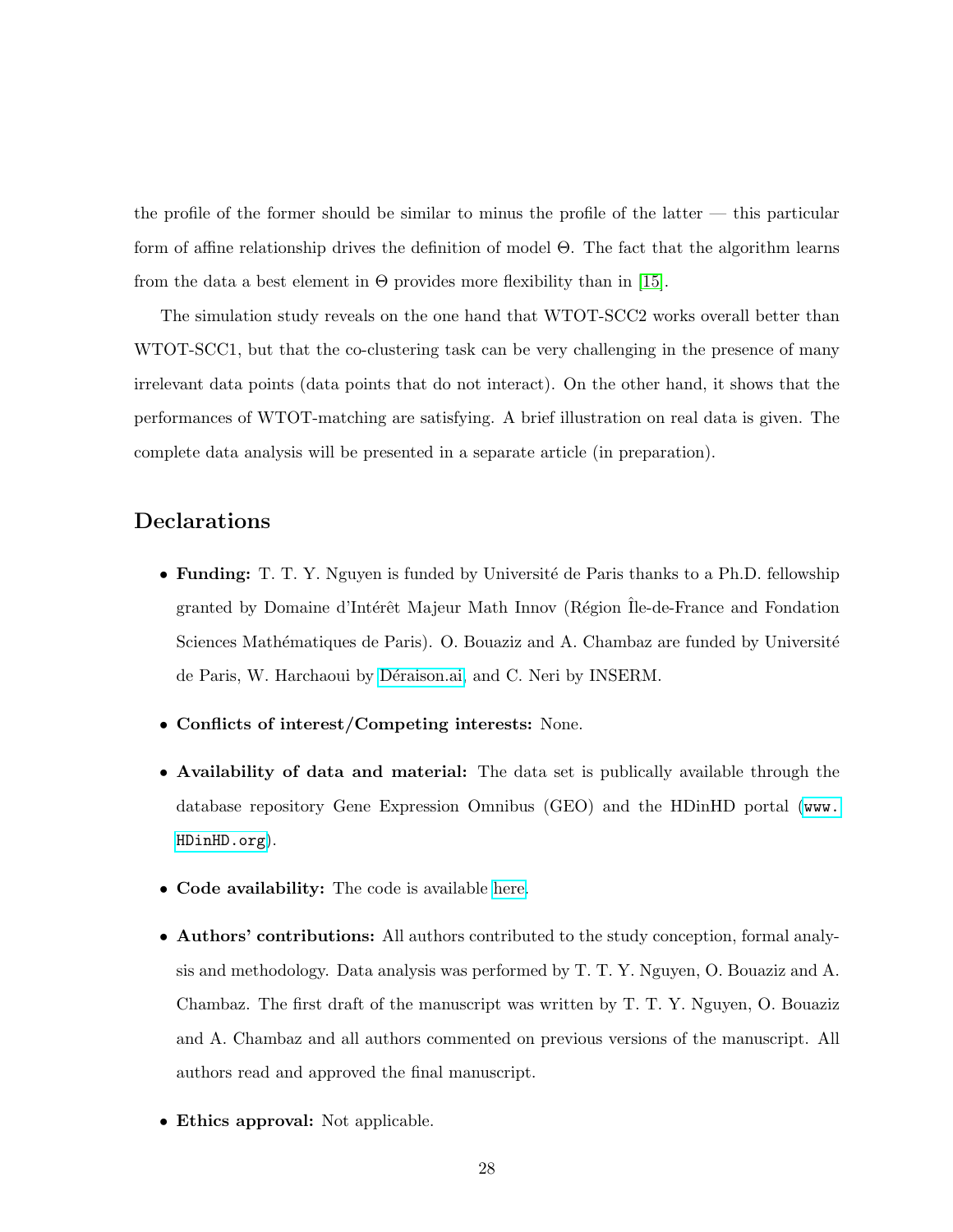the profile of the former should be similar to minus the profile of the latter — this particular form of affine relationship drives the definition of model $\Theta$. The fact that the algorithm learns from the data a best element in $\Theta$ provides more flexibility than in [15].

The simulation study reveals on the one hand that WTOT-SCC2 works overall better than WTOT-SCC1, but that the co-clustering task can be very challenging in the presence of many irrelevant data points (data points that do not interact). On the other hand, it shows that the performances of WTOT-matching are satisfying. A brief illustration on real data is given. The complete data analysis will be presented in a separate article (in preparation).

## Declarations

- **Funding:** T. T. Y. Nguyen is funded by Université de Paris thanks to a Ph.D. fellowship granted by Domaine d'Intérêt Majeur Math Innov (Région Île-de-France and Fondation Sciences Mathématiques de Paris). O. Bouaziz and A. Chambaz are funded by Université de Paris, W. Harchaoui by Déraison.ai, and C. Neri by INSERM.
- **Conflicts of interest/Competing interests:** None.
- **Availability of data and material:** The data set is publically available through the database repository Gene Expression Omnibus (GEO) and the HDinHD portal (`www.HDinHD.org`).
- **Code availability:** The code is available here.
- **Authors' contributions:** All authors contributed to the study conception, formal analysis and methodology. Data analysis was performed by T. T. Y. Nguyen, O. Bouaziz and A. Chambaz. The first draft of the manuscript was written by T. T. Y. Nguyen, O. Bouaziz and A. Chambaz and all authors commented on previous versions of the manuscript. All authors read and approved the final manuscript.
- **Ethics approval:** Not applicable.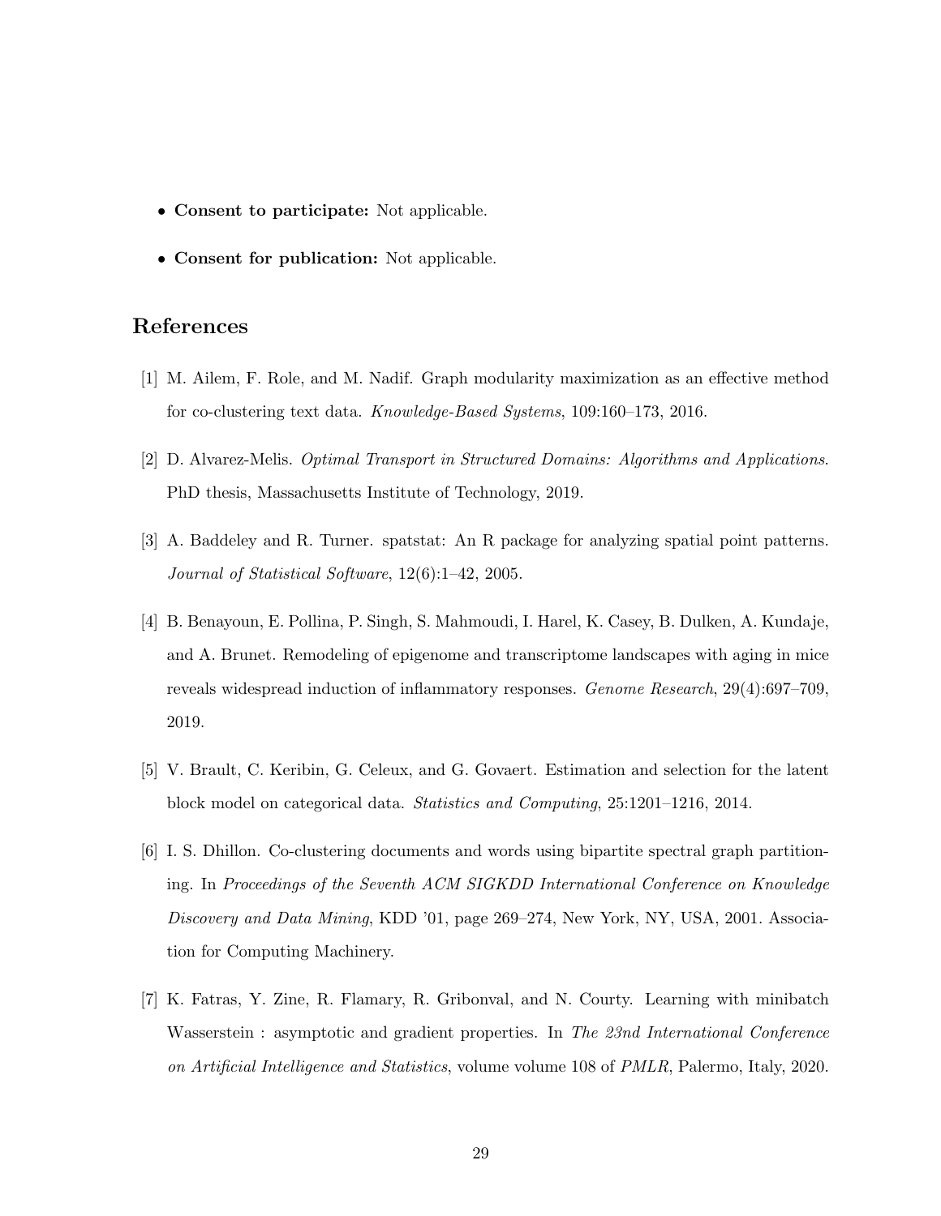- **Consent to participate:** Not applicable.
- **Consent for publication:** Not applicable.

## References

[1] M. Ailem, F. Role, and M. Nadif. Graph modularity maximization as an effective method for co-clustering text data. *Knowledge-Based Systems*, 109:160–173, 2016.

[2] D. Alvarez-Melis. *Optimal Transport in Structured Domains: Algorithms and Applications*. PhD thesis, Massachusetts Institute of Technology, 2019.

[3] A. Baddeley and R. Turner. spatstat: An R package for analyzing spatial point patterns. *Journal of Statistical Software*, 12(6):1–42, 2005.

[4] B. Benayoun, E. Pollina, P. Singh, S. Mahmoudi, I. Harel, K. Casey, B. Dulken, A. Kundaje, and A. Brunet. Remodeling of epigenome and transcriptome landscapes with aging in mice reveals widespread induction of inflammatory responses. *Genome Research*, 29(4):697–709, 2019.

[5] V. Brault, C. Keribin, G. Celeux, and G. Govaert. Estimation and selection for the latent block model on categorical data. *Statistics and Computing*, 25:1201–1216, 2014.

[6] I. S. Dhillon. Co-clustering documents and words using bipartite spectral graph partitioning. In *Proceedings of the Seventh ACM SIGKDD International Conference on Knowledge Discovery and Data Mining*, KDD '01, page 269–274, New York, NY, USA, 2001. Association for Computing Machinery.

[7] K. Fatras, Y. Zine, R. Flamary, R. Gribonval, and N. Courty. Learning with minibatch Wasserstein : asymptotic and gradient properties. In *The 23nd International Conference on Artificial Intelligence and Statistics*, volume volume 108 of *PMLR*, Palermo, Italy, 2020.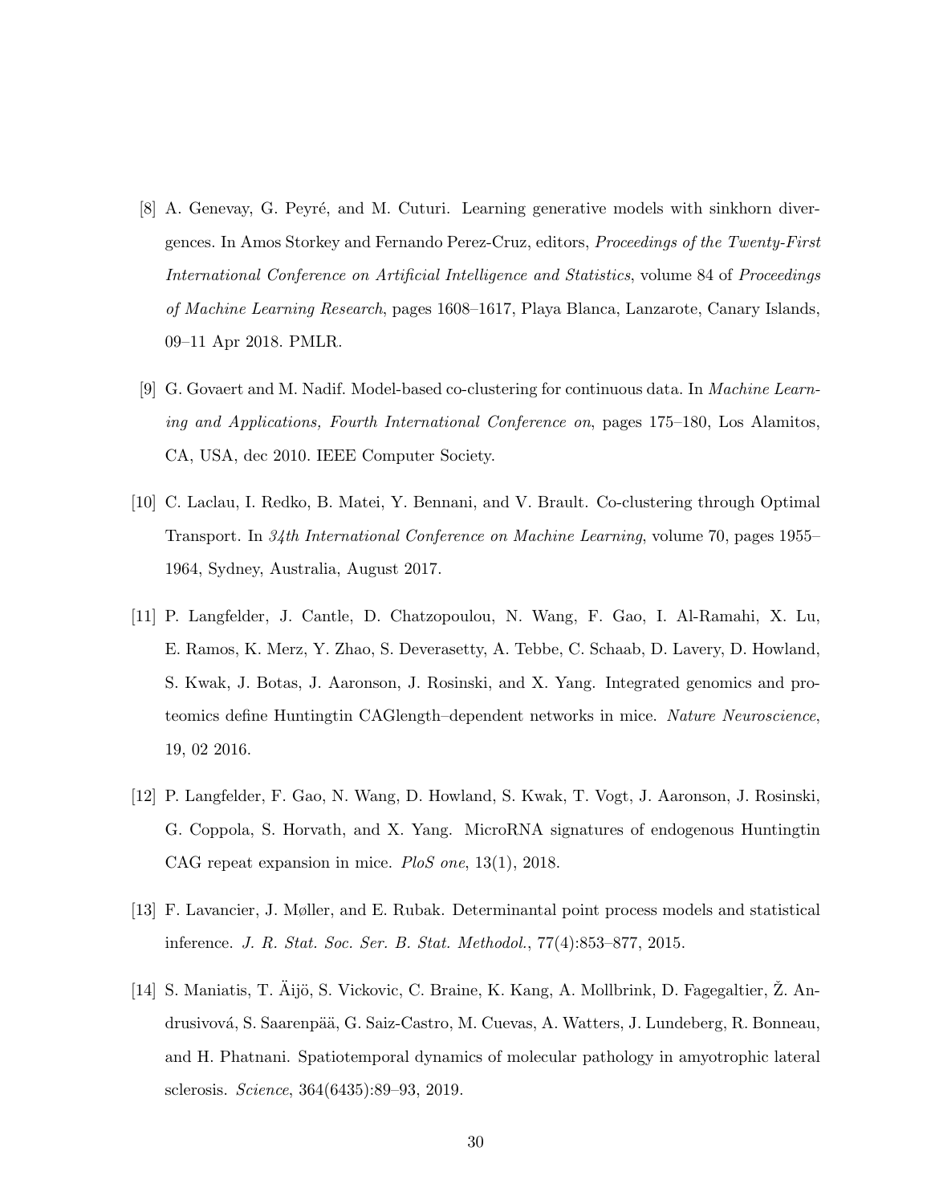[8] A. Genevay, G. Peyré, and M. Cuturi. Learning generative models with sinkhorn divergences. In Amos Storkey and Fernando Perez-Cruz, editors, *Proceedings of the Twenty-First International Conference on Artificial Intelligence and Statistics*, volume 84 of *Proceedings of Machine Learning Research*, pages 1608–1617, Playa Blanca, Lanzarote, Canary Islands, 09–11 Apr 2018. PMLR.

[9] G. Govaert and M. Nadif. Model-based co-clustering for continuous data. In *Machine Learning and Applications, Fourth International Conference on*, pages 175–180, Los Alamitos, CA, USA, dec 2010. IEEE Computer Society.

[10] C. Laclau, I. Redko, B. Matei, Y. Bennani, and V. Brault. Co-clustering through Optimal Transport. In *34th International Conference on Machine Learning*, volume 70, pages 1955–1964, Sydney, Australia, August 2017.

[11] P. Langfelder, J. Cantle, D. Chatzopoulou, N. Wang, F. Gao, I. Al-Ramahi, X. Lu, E. Ramos, K. Merz, Y. Zhao, S. Deverasetty, A. Tebbe, C. Schaab, D. Lavery, D. Howland, S. Kwak, J. Botas, J. Aaronson, J. Rosinski, and X. Yang. Integrated genomics and proteomics define Huntingtin CAGlength–dependent networks in mice. *Nature Neuroscience*, 19, 02 2016.

[12] P. Langfelder, F. Gao, N. Wang, D. Howland, S. Kwak, T. Vogt, J. Aaronson, J. Rosinski, G. Coppola, S. Horvath, and X. Yang. MicroRNA signatures of endogenous Huntingtin CAG repeat expansion in mice. *PloS one*, 13(1), 2018.

[13] F. Lavancier, J. Møller, and E. Rubak. Determinantal point process models and statistical inference. *J. R. Stat. Soc. Ser. B. Stat. Methodol.*, 77(4):853–877, 2015.

[14] S. Maniatis, T. Äijö, S. Vickovic, C. Braine, K. Kang, A. Mollbrink, D. Fagegaltier, Ž. Andrusivová, S. Saarenpää, G. Saiz-Castro, M. Cuevas, A. Watters, J. Lundeberg, R. Bonneau, and H. Phatnani. Spatiotemporal dynamics of molecular pathology in amyotrophic lateral sclerosis. *Science*, 364(6435):89–93, 2019.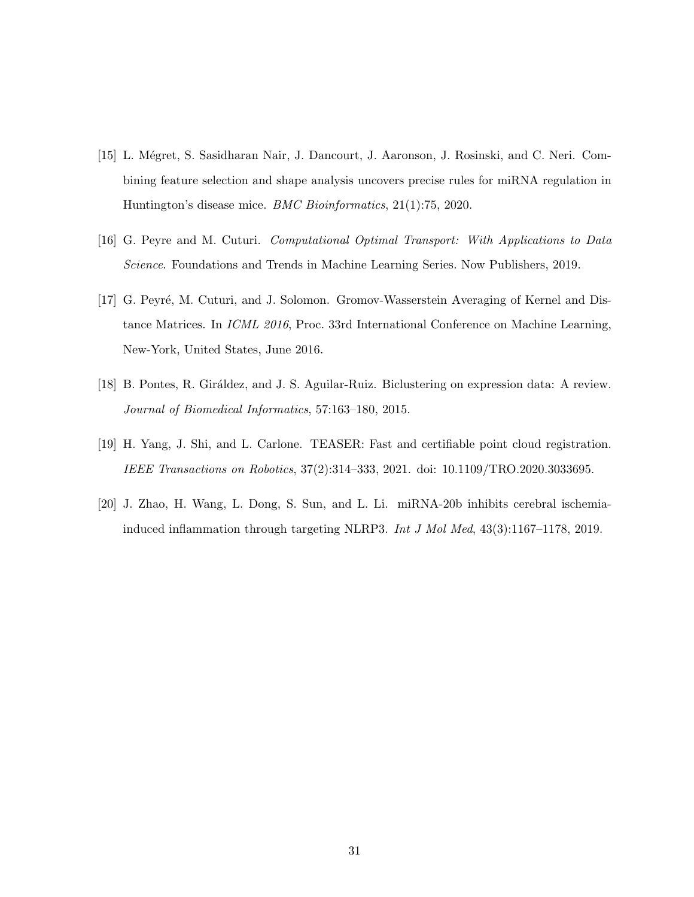[15] L. Mégret, S. Sasidharan Nair, J. Dancourt, J. Aaronson, J. Rosinski, and C. Neri. Combining feature selection and shape analysis uncovers precise rules for miRNA regulation in Huntington's disease mice. *BMC Bioinformatics*, 21(1):75, 2020.

[16] G. Peyre and M. Cuturi. *Computational Optimal Transport: With Applications to Data Science*. Foundations and Trends in Machine Learning Series. Now Publishers, 2019.

[17] G. Peyré, M. Cuturi, and J. Solomon. Gromov-Wasserstein Averaging of Kernel and Distance Matrices. In *ICML 2016*, Proc. 33rd International Conference on Machine Learning, New-York, United States, June 2016.

[18] B. Pontes, R. Giráldez, and J. S. Aguilar-Ruiz. Biclustering on expression data: A review. *Journal of Biomedical Informatics*, 57:163–180, 2015.

[19] H. Yang, J. Shi, and L. Carlone. TEASER: Fast and certifiable point cloud registration. *IEEE Transactions on Robotics*, 37(2):314–333, 2021. doi: 10.1109/TRO.2020.3033695.

[20] J. Zhao, H. Wang, L. Dong, S. Sun, and L. Li. miRNA-20b inhibits cerebral ischemia-induced inflammation through targeting NLRP3. *Int J Mol Med*, 43(3):1167–1178, 2019.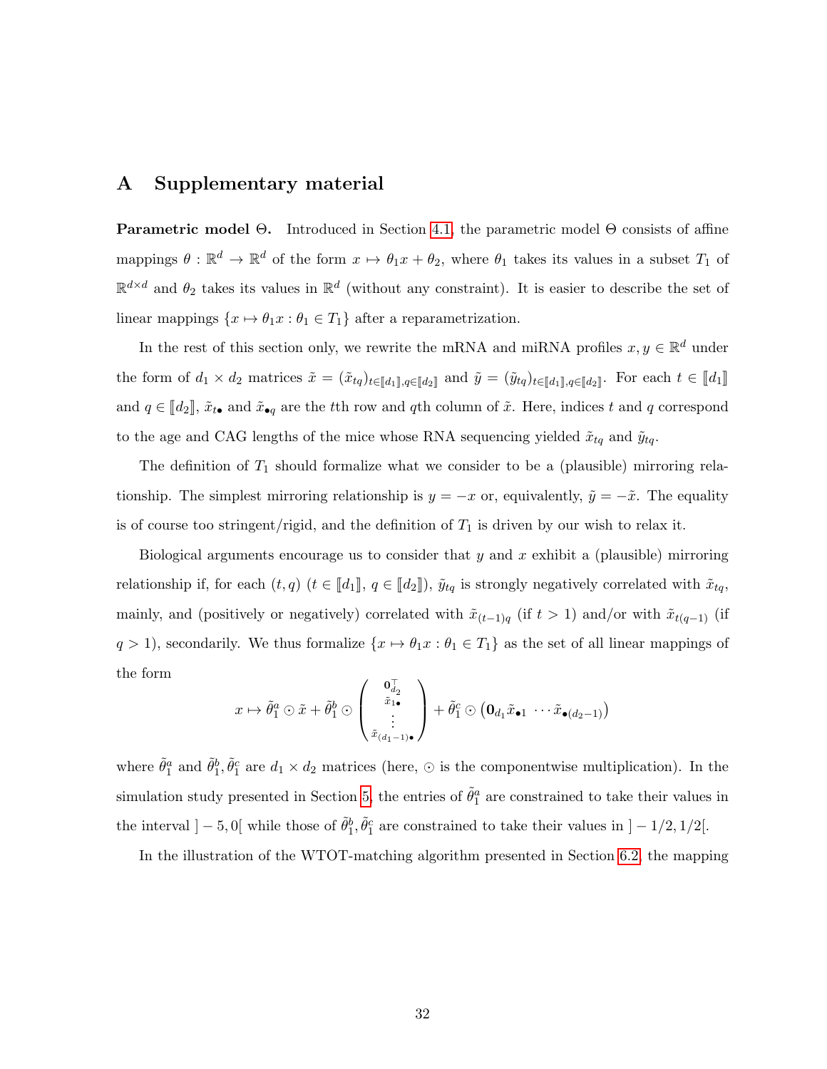# A Supplementary material

**Parametric model $\Theta$.** Introduced in Section 4.1, the parametric model $\Theta$ consists of affine mappings $\theta : \mathbb{R}^d \to \mathbb{R}^d$ of the form $x \mapsto \theta_1 x + \theta_2$, where $\theta_1$ takes its values in a subset $T_1$ of $\mathbb{R}^{d \times d}$ and $\theta_2$ takes its values in $\mathbb{R}^d$ (without any constraint). It is easier to describe the set of linear mappings $\{x \mapsto \theta_1 x : \theta_1 \in T_1\}$ after a reparametrization.

In the rest of this section only, we rewrite the mRNA and miRNA profiles $x, y \in \mathbb{R}^d$ under the form of $d_1 \times d_2$ matrices $\tilde{x} = (\tilde{x}_{tq})_{t \in [\![d_1]\!], q \in [\![d_2]\!]}$ and $\tilde{y} = (\tilde{y}_{tq})_{t \in [\![d_1]\!], q \in [\![d_2]\!]}$. For each $t \in [\![d_1]\!]$ and $q \in [\![d_2]\!]$, $\tilde{x}_{t\bullet}$ and $\tilde{x}_{\bullet q}$ are the $t$th row and $q$th column of $\tilde{x}$. Here, indices $t$ and $q$ correspond to the age and CAG lengths of the mice whose RNA sequencing yielded $\tilde{x}_{tq}$ and $\tilde{y}_{tq}$.

The definition of $T_1$ should formalize what we consider to be a (plausible) mirroring relationship. The simplest mirroring relationship is $y = -x$ or, equivalently, $\tilde{y} = -\tilde{x}$. The equality is of course too stringent/rigid, and the definition of $T_1$ is driven by our wish to relax it.

Biological arguments encourage us to consider that $y$ and $x$ exhibit a (plausible) mirroring relationship if, for each $(t, q)$ ($t \in [\![d_1]\!]$, $q \in [\![d_2]\!]$), $\tilde{y}_{tq}$ is strongly negatively correlated with $\tilde{x}_{tq}$, mainly, and (positively or negatively) correlated with $\tilde{x}_{(t-1)q}$ (if $t > 1$) and/or with $\tilde{x}_{t(q-1)}$ (if $q > 1$), secondarily. We thus formalize $\{x \mapsto \theta_1 x : \theta_1 \in T_1\}$ as the set of all linear mappings of the form

$$x \mapsto \tilde{\theta}_1^a \odot \tilde{x} + \tilde{\theta}_1^b \odot \begin{pmatrix} \mathbf{0}_{d_2}^\top \\ \tilde{x}_{1\bullet} \\ \vdots \\ \tilde{x}_{(d_1-1)\bullet} \end{pmatrix} + \tilde{\theta}_1^c \odot \left( \mathbf{0}_{d_1} \tilde{x}_{\bullet 1} \cdots \tilde{x}_{\bullet (d_2-1)} \right)$$

where $\tilde{\theta}_1^a$ and $\tilde{\theta}_1^b, \tilde{\theta}_1^c$ are $d_1 \times d_2$ matrices (here, $\odot$ is the componentwise multiplication). In the simulation study presented in Section 5, the entries of $\tilde{\theta}_1^a$ are constrained to take their values in the interval $]-5, 0[$ while those of $\tilde{\theta}_1^b, \tilde{\theta}_1^c$ are constrained to take their values in $]-1/2, 1/2[$.

In the illustration of the WTOT-matching algorithm presented in Section 6.2, the mapping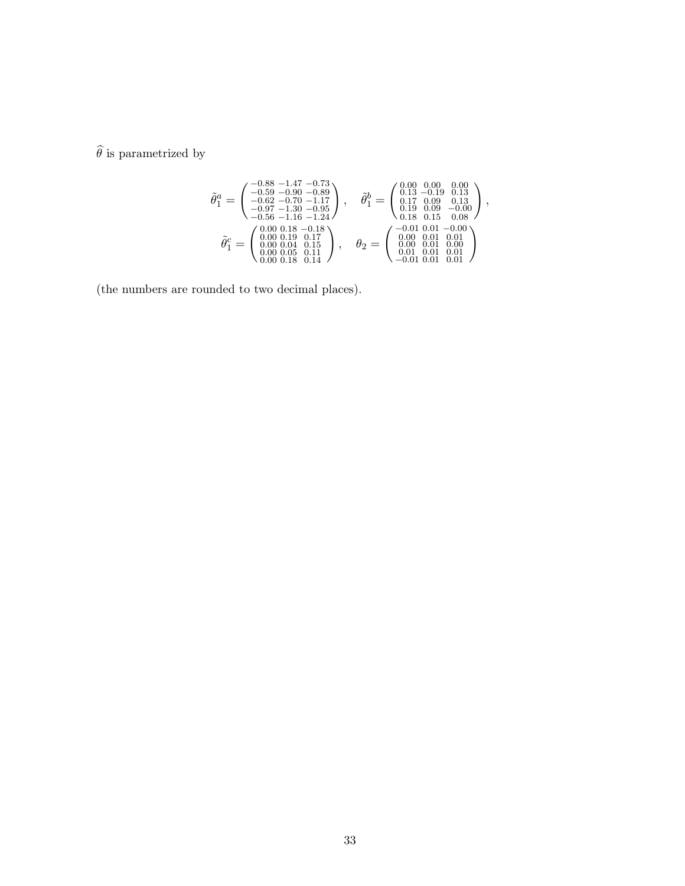$\widehat{\theta}$ is parametrized by

$$\tilde{\theta}_1^a = \begin{pmatrix} -0.88 & -1.47 & -0.73 \\ -0.59 & -0.90 & -0.89 \\ -0.62 & -0.70 & -1.17 \\ -0.97 & -1.30 & -0.95 \\ -0.56 & -1.16 & -1.24 \end{pmatrix}, \quad \tilde{\theta}_1^b = \begin{pmatrix} 0.00 & 0.00 & 0.00 \\ 0.13 & -0.19 & 0.13 \\ 0.17 & 0.09 & 0.13 \\ 0.19 & 0.09 & -0.00 \\ 0.18 & 0.15 & 0.08 \end{pmatrix},$$

$$\tilde{\theta}_1^c = \begin{pmatrix} 0.00 & 0.18 & -0.18 \\ 0.00 & 0.19 & 0.17 \\ 0.00 & 0.04 & 0.15 \\ 0.00 & 0.05 & 0.11 \\ 0.00 & 0.18 & 0.14 \end{pmatrix}, \quad \theta_2 = \begin{pmatrix} -0.01 & 0.01 & -0.00 \\ 0.00 & 0.01 & 0.01 \\ 0.00 & 0.01 & 0.00 \\ 0.01 & 0.01 & 0.01 \\ -0.01 & 0.01 & 0.01 \end{pmatrix}$$

(the numbers are rounded to two decimal places).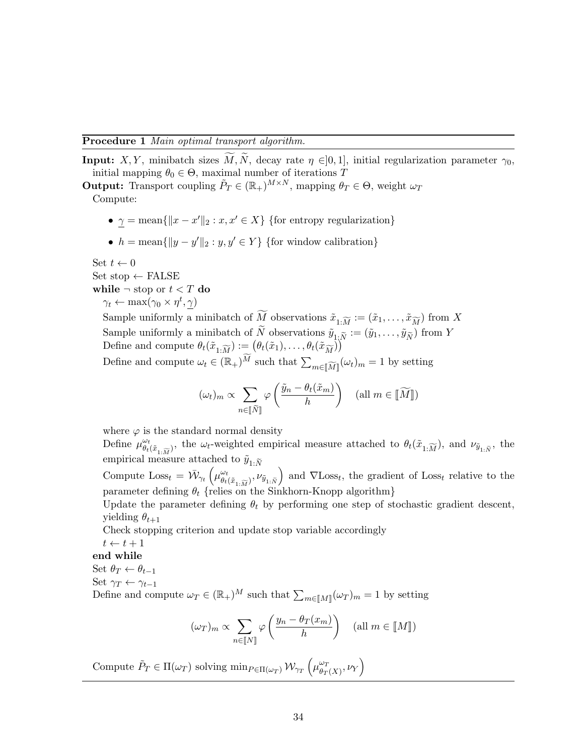**Procedure 1** *Main optimal transport algorithm.*

**Input:** $X, Y$, minibatch sizes $\widetilde{M}, \widetilde{N}$, decay rate $\eta \in ]0,1]$, initial regularization parameter $\gamma_0$, initial mapping $\theta_0 \in \Theta$, maximal number of iterations $T$

**Output:** Transport coupling $\tilde{P}_T \in (\mathbb{R}_+)^{M \times N}$, mapping $\theta_T \in \Theta$, weight $\omega_T$

Compute:

- $\underline{\gamma} = \text{mean}\{\|x - x'\|_2 : x, x' \in X\}$ {for entropy regularization}
- $h = \text{mean}\{\|y - y'\|_2 : y, y' \in Y\}$ {for window calibration}

Set $t \leftarrow 0$

Set stop $\leftarrow$ FALSE

**while** $\neg$ stop or $t < T$ **do**

$\gamma_t \leftarrow \max(\gamma_0 \times \eta^t, \underline{\gamma})$

Sample uniformly a minibatch of $\widetilde{M}$ observations $\tilde{x}_{1:\widetilde{M}} := (\tilde{x}_1, \ldots, \tilde{x}_{\widetilde{M}})$ from $X$

Sample uniformly a minibatch of $\widetilde{N}$ observations $\tilde{y}_{1:\widetilde{N}} := (\tilde{y}_1, \ldots, \tilde{y}_{\widetilde{N}})$ from $Y$

Define and compute $\theta_t(\tilde{x}_{1:\widetilde{M}}) := \big(\theta_t(\tilde{x}_1), \ldots, \theta_t(\tilde{x}_{\widetilde{M}})\big)$

Define and compute $\omega_t \in (\mathbb{R}_+)^{\widetilde{M}}$ such that $\sum_{m \in [\![\widetilde{M}]\!]} (\omega_t)_m = 1$ by setting

$$(\omega_t)_m \propto \sum_{n \in [\![\widetilde{N}]\!]} \varphi\left(\frac{\tilde{y}_n - \theta_t(\tilde{x}_m)}{h}\right) \quad (\text{all } m \in [\![\widetilde{M}]\!])$$

where $\varphi$ is the standard normal density

Define $\mu^{\omega_t}_{\theta_t(\tilde{x}_{1:\widetilde{M}})}$, the $\omega_t$-weighted empirical measure attached to $\theta_t(\tilde{x}_{1:\widetilde{M}})$, and $\nu_{\tilde{y}_{1:\tilde{N}}}$, the empirical measure attached to $\tilde{y}_{1:\tilde{N}}$

Compute $\text{Loss}_t = \bar{\mathcal{W}}_{\gamma_t}\left(\mu^{\omega_t}_{\theta_t(\tilde{x}_{1:\widetilde{M}})}, \nu_{\tilde{y}_{1:\tilde{N}}}\right)$ and $\nabla \text{Loss}_t$, the gradient of $\text{Loss}_t$ relative to the parameter defining $\theta_t$ {relies on the Sinkhorn-Knopp algorithm}

Update the parameter defining $\theta_t$ by performing one step of stochastic gradient descent, yielding $\theta_{t+1}$

Check stopping criterion and update stop variable accordingly

$t \leftarrow t + 1$

**end while**

Set $\theta_T \leftarrow \theta_{t-1}$

Set $\gamma_T \leftarrow \gamma_{t-1}$

Define and compute $\omega_T \in (\mathbb{R}_+)^M$ such that $\sum_{m \in [\![M]\!]} (\omega_T)_m = 1$ by setting

$$(\omega_T)_m \propto \sum_{n \in [\![N]\!]} \varphi\left(\frac{y_n - \theta_T(x_m)}{h}\right) \quad (\text{all } m \in [\![M]\!])$$

Compute $\tilde{P}_T \in \Pi(\omega_T)$ solving $\min_{P \in \Pi(\omega_T)} \mathcal{W}_{\gamma_T}\left(\mu^{\omega_T}_{\theta_T(X)}, \nu_Y\right)$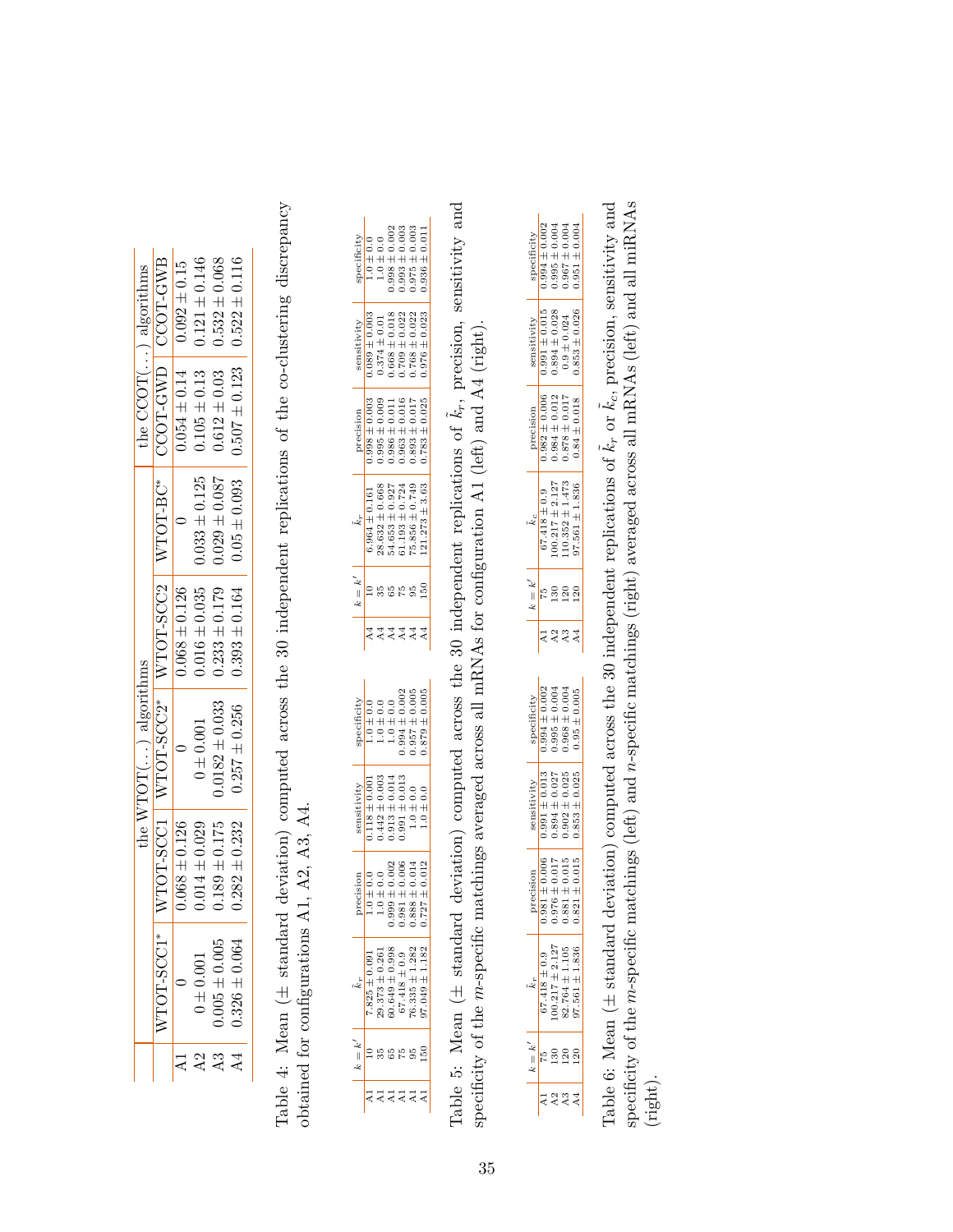| | the WTOT(...) algorithms | | | | | the CCOT(...) algorithms | |
|---|---|---|---|---|---|---|---|
| | WTOT-SCC1* | WTOT-SCC1 | WTOT-SCC2* | WTOT-SCC2 | WTOT-BC* | CCOT-GWD | CCOT-GWB |
| A1 | 0 | $0.068 \pm 0.126$ | 0 | $0.068 \pm 0.126$ | 0 | $0.054 \pm 0.14$ | $0.092 \pm 0.15$ |
| A2 | $0 \pm 0.001$ | $0.014 \pm 0.029$ | $0 \pm 0.001$ | $0.016 \pm 0.035$ | $0.033 \pm 0.125$ | $0.105 \pm 0.13$ | $0.121 \pm 0.146$ |
| A3 | $0.005 \pm 0.005$ | $0.189 \pm 0.175$ | $0.0182 \pm 0.033$ | $0.233 \pm 0.179$ | $0.029 \pm 0.087$ | $0.612 \pm 0.03$ | $0.532 \pm 0.068$ |
| A4 | $0.326 \pm 0.064$ | $0.282 \pm 0.232$ | $0.257 \pm 0.256$ | $0.393 \pm 0.164$ | $0.05 \pm 0.093$ | $0.507 \pm 0.123$ | $0.522 \pm 0.116$ |

Table 4: Mean ($\pm$ standard deviation) computed across the 30 independent replications of the co-clustering discrepancy obtained for configurations A1, A2, A3, A4.

| | $k = k'$ | $\tilde{k}_r$ | precision | sensitivity | specificity |
|---|---|---|---|---|---|
| A1 | 10 | $7.825 \pm 0.091$ | $1.0 \pm 0.0$ | $0.118 \pm 0.001$ | $1.0 \pm 0.0$ |
| A1 | 35 | $29.373 \pm 0.261$ | $1.0 \pm 0.0$ | $0.442 \pm 0.003$ | $1.0 \pm 0.0$ |
| A1 | 65 | $60.649 \pm 0.998$ | $0.999 \pm 0.002$ | $0.913 \pm 0.014$ | $1.0 \pm 0.0$ |
| A1 | 75 | $67.418 \pm 0.9$ | $0.981 \pm 0.006$ | $0.991 \pm 0.013$ | $0.994 \pm 0.002$ |
| A1 | 95 | $76.335 \pm 1.282$ | $0.888 \pm 0.014$ | $1.0 \pm 0.0$ | $0.957 \pm 0.005$ |
| A1 | 150 | $97.049 \pm 1.182$ | $0.727 \pm 0.012$ | $1.0 \pm 0.0$ | $0.879 \pm 0.005$ |

| | $k = k'$ | $\tilde{k}_r$ | precision | sensitivity | specificity |
|---|---|---|---|---|---|
| A4 | 10 | $6.964 \pm 0.161$ | $0.998 \pm 0.003$ | $0.089 \pm 0.003$ | $1.0 \pm 0.0$ |
| A4 | 35 | $28.632 \pm 0.668$ | $0.995 \pm 0.009$ | $0.374 \pm 0.01$ | $1.0 \pm 0.0$ |
| A4 | 65 | $54.653 \pm 0.927$ | $0.986 \pm 0.011$ | $0.668 \pm 0.018$ | $0.998 \pm 0.002$ |
| A4 | 75 | $61.193 \pm 0.724$ | $0.963 \pm 0.016$ | $0.709 \pm 0.022$ | $0.993 \pm 0.003$ |
| A4 | 95 | $75.856 \pm 0.749$ | $0.893 \pm 0.017$ | $0.768 \pm 0.022$ | $0.975 \pm 0.003$ |
| A4 | 150 | $121.273 \pm 3.63$ | $0.783 \pm 0.025$ | $0.976 \pm 0.023$ | $0.936 \pm 0.011$ |

Table 5: Mean ($\pm$ standard deviation) computed across the 30 independent replications of $\tilde{k}_r$, precision, sensitivity and specificity of the $m$-specific matchings averaged across all mRNAs for configuration A1 (left) and A4 (right).

| | $k = k'$ | $\tilde{k}_r$ | precision | sensitivity | specificity |
|---|---|---|---|---|---|
| A1 | 75 | $67.418 \pm 0.9$ | $0.981 \pm 0.006$ | $0.991 \pm 0.013$ | $0.994 \pm 0.002$ |
| A2 | 130 | $100.217 \pm 2.127$ | $0.976 \pm 0.017$ | $0.894 \pm 0.027$ | $0.995 \pm 0.004$ |
| A3 | 120 | $82.764 \pm 1.105$ | $0.881 \pm 0.015$ | $0.902 \pm 0.025$ | $0.968 \pm 0.004$ |
| A4 | 120 | $97.561 \pm 1.836$ | $0.821 \pm 0.015$ | $0.853 \pm 0.025$ | $0.95 \pm 0.005$ |

| | $k = k'$ | $\tilde{k}_c$ | precision | sensitivity | specificity |
|---|---|---|---|---|---|
| A1 | 75 | $67.418 \pm 0.9$ | $0.982 \pm 0.006$ | $0.991 \pm 0.015$ | $0.994 \pm 0.002$ |
| A2 | 130 | $100.217 \pm 2.127$ | $0.984 \pm 0.012$ | $0.894 \pm 0.028$ | $0.995 \pm 0.004$ |
| A3 | 120 | $110.352 \pm 1.473$ | $0.878 \pm 0.017$ | $0.9 \pm 0.024$ | $0.967 \pm 0.004$ |
| A4 | 120 | $97.561 \pm 1.836$ | $0.84 \pm 0.018$ | $0.853 \pm 0.026$ | $0.951 \pm 0.004$ |

Table 6: Mean ($\pm$ standard deviation) computed across the 30 independent replications of $\tilde{k}_r$ or $\tilde{k}_c$, precision, sensitivity and specificity of the $m$-specific matchings (left) and $n$-specific matchings (right) averaged across all mRNAs (left) and all miRNAs (right).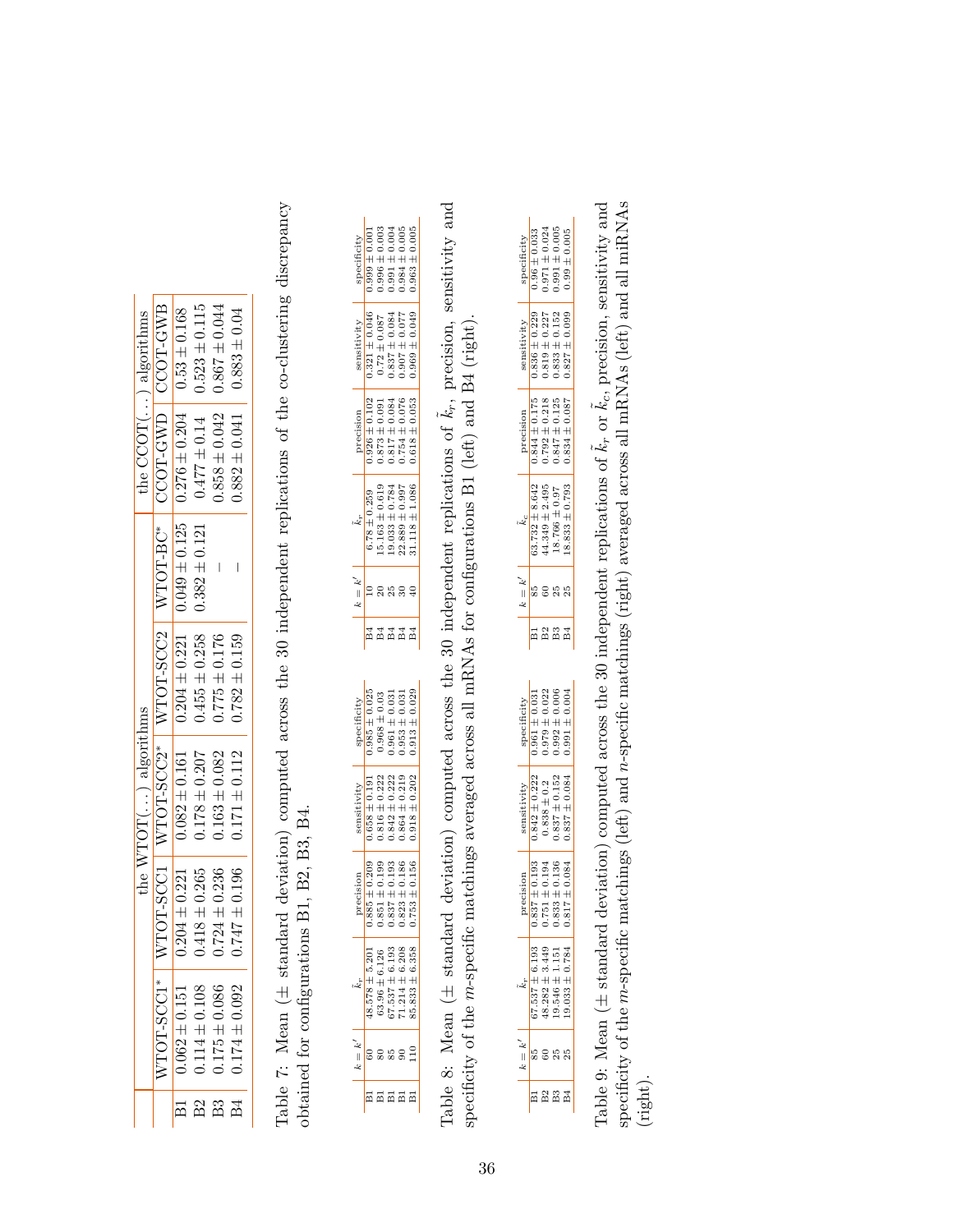|  | the WTOT(...) algorithms | | | | | the CCOT(...) algorithms | |
|---|---|---|---|---|---|---|---|
|  | WTOT-SCC1* | WTOT-SCC1 | WTOT-SCC2* | WTOT-SCC2 | WTOT-BC* | CCOT-GWD | CCOT-GWB |
| B1 | $0.062 \pm 0.151$ | $0.204 \pm 0.221$ | $0.082 \pm 0.161$ | $0.204 \pm 0.221$ | $0.049 \pm 0.125$ | $0.276 \pm 0.204$ | $0.53 \pm 0.168$ |
| B2 | $0.114 \pm 0.108$ | $0.418 \pm 0.265$ | $0.178 \pm 0.207$ | $0.455 \pm 0.258$ | $0.382 \pm 0.121$ | $0.477 \pm 0.14$ | $0.523 \pm 0.115$ |
| B3 | $0.175 \pm 0.086$ | $0.724 \pm 0.236$ | $0.163 \pm 0.082$ | $0.775 \pm 0.176$ | – | $0.858 \pm 0.042$ | $0.867 \pm 0.044$ |
| B4 | $0.174 \pm 0.092$ | $0.747 \pm 0.196$ | $0.171 \pm 0.112$ | $0.782 \pm 0.159$ | – | $0.882 \pm 0.041$ | $0.883 \pm 0.04$ |

Table 7: Mean ($\pm$ standard deviation) computed across the 30 independent replications of the co-clustering discrepancy obtained for configurations B1, B2, B3, B4.

|  | $k = k'$ | $\tilde{k}_r$ | precision | sensitivity | specificity |
|---|---|---|---|---|---|
| B1 | 60 | $48.578 \pm 5.201$ | $0.885 \pm 0.209$ | $0.658 \pm 0.191$ | $0.985 \pm 0.025$ |
| B1 | 80 | $63.96 \pm 6.126$ | $0.851 \pm 0.199$ | $0.816 \pm 0.222$ | $0.968 \pm 0.03$ |
| B1 | 85 | $67.537 \pm 6.193$ | $0.837 \pm 0.193$ | $0.842 \pm 0.222$ | $0.961 \pm 0.031$ |
| B1 | 90 | $71.214 \pm 6.208$ | $0.823 \pm 0.186$ | $0.864 \pm 0.219$ | $0.953 \pm 0.031$ |
| B1 | 110 | $85.833 \pm 6.358$ | $0.753 \pm 0.156$ | $0.918 \pm 0.202$ | $0.913 \pm 0.029$ |

|  | $k = k'$ | $\tilde{k}_r$ | precision | sensitivity | specificity |
|---|---|---|---|---|---|
| B4 | 10 | $6.78 \pm 0.259$ | $0.926 \pm 0.102$ | $0.321 \pm 0.046$ | $0.999 \pm 0.001$ |
| B4 | 20 | $15.163 \pm 0.619$ | $0.873 \pm 0.091$ | $0.72 \pm 0.087$ | $0.996 \pm 0.003$ |
| B4 | 25 | $19.033 \pm 0.784$ | $0.817 \pm 0.084$ | $0.837 \pm 0.084$ | $0.991 \pm 0.004$ |
| B4 | 30 | $22.889 \pm 0.997$ | $0.754 \pm 0.076$ | $0.907 \pm 0.077$ | $0.984 \pm 0.005$ |
| B4 | 40 | $31.118 \pm 1.086$ | $0.618 \pm 0.053$ | $0.969 \pm 0.049$ | $0.963 \pm 0.005$ |

Table 8: Mean ($\pm$ standard deviation) computed across the 30 independent replications of $\tilde{k}_r$, precision, sensitivity and specificity of the $m$-specific matchings averaged across all mRNAs for configurations B1 (left) and B4 (right).

|  | $k = k'$ | $\tilde{k}_r$ | precision | sensitivity | specificity |
|---|---|---|---|---|---|
| B1 | 85 | $67.537 \pm 6.193$ | $0.837 \pm 0.193$ | $0.842 \pm 0.222$ | $0.961 \pm 0.031$ |
| B2 | 60 | $48.282 \pm 3.449$ | $0.751 \pm 0.194$ | $0.838 \pm 0.2$ | $0.979 \pm 0.022$ |
| B3 | 25 | $19.546 \pm 1.151$ | $0.833 \pm 0.136$ | $0.837 \pm 0.152$ | $0.992 \pm 0.006$ |
| B4 | 25 | $19.033 \pm 0.784$ | $0.817 \pm 0.084$ | $0.837 \pm 0.084$ | $0.991 \pm 0.004$ |

|  | $k = k'$ | $\tilde{k}_c$ | precision | sensitivity | specificity |
|---|---|---|---|---|---|
| B1 | 85 | $63.732 \pm 8.642$ | $0.844 \pm 0.175$ | $0.836 \pm 0.229$ | $0.96 \pm 0.033$ |
| B2 | 60 | $44.349 \pm 2.495$ | $0.792 \pm 0.218$ | $0.819 \pm 0.227$ | $0.971 \pm 0.024$ |
| B3 | 25 | $18.766 \pm 0.97$ | $0.847 \pm 0.125$ | $0.833 \pm 0.152$ | $0.991 \pm 0.005$ |
| B4 | 25 | $18.833 \pm 0.793$ | $0.834 \pm 0.087$ | $0.827 \pm 0.099$ | $0.99 \pm 0.005$ |

Table 9: Mean ($\pm$ standard deviation) computed across the 30 independent replications of $\tilde{k}_r$ or $\tilde{k}_c$, precision, sensitivity and specificity of the $m$-specific matchings (left) and $n$-specific matchings (right) averaged across all mRNAs (left) and all miRNAs (right).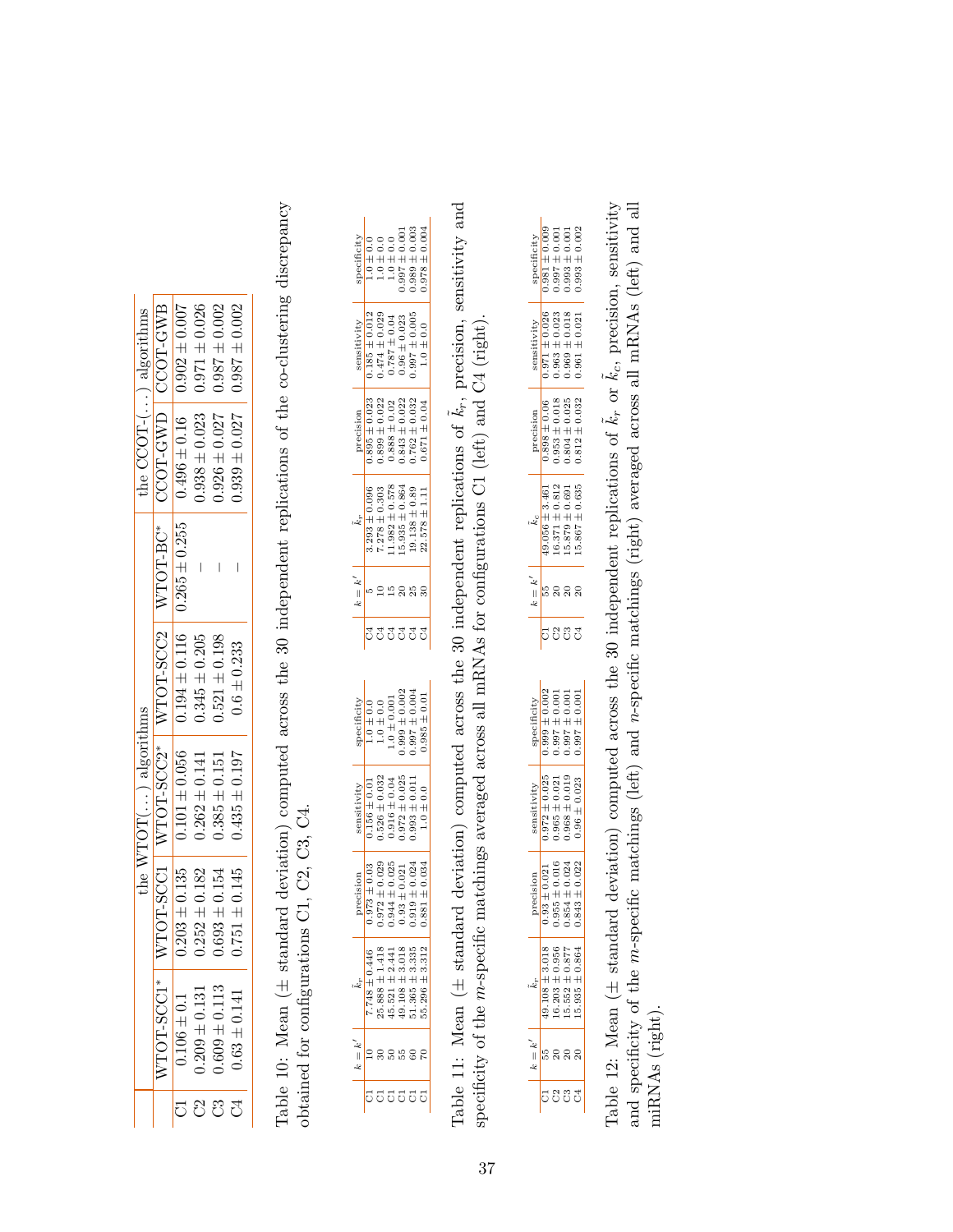| | the WTOT(...) algorithms | | | | | the CCOT-(...) algorithms | |
|---|---|---|---|---|---|---|---|
| | WTOT-SCC1* | WTOT-SCC1 | WTOT-SCC2* | WTOT-SCC2 | WTOT-BC* | CCOT-GWD | CCOT-GWB |
| C1 | $0.106 \pm 0.1$ | $0.203 \pm 0.135$ | $0.101 \pm 0.056$ | $0.194 \pm 0.116$ | $0.265 \pm 0.255$ | $0.496 \pm 0.16$ | $0.902 \pm 0.007$ |
| C2 | $0.209 \pm 0.131$ | $0.252 \pm 0.182$ | $0.262 \pm 0.141$ | $0.345 \pm 0.205$ | – | $0.938 \pm 0.023$ | $0.971 \pm 0.026$ |
| C3 | $0.609 \pm 0.113$ | $0.693 \pm 0.154$ | $0.385 \pm 0.151$ | $0.521 \pm 0.198$ | – | $0.926 \pm 0.027$ | $0.987 \pm 0.002$ |
| C4 | $0.63 \pm 0.141$ | $0.751 \pm 0.145$ | $0.435 \pm 0.197$ | $0.6 \pm 0.233$ | – | $0.939 \pm 0.027$ | $0.987 \pm 0.002$ |

Table 10: Mean ($\pm$ standard deviation) computed across the 30 independent replications of the co-clustering discrepancy obtained for configurations C1, C2, C3, C4.

| | $k = k'$ | $\tilde{k}_r$ | precision | sensitivity | specificity |
|---|---|---|---|---|---|
| C1 | 10 | $7.748 \pm 0.446$ | $0.973 \pm 0.03$ | $0.156 \pm 0.01$ | $1.0 \pm 0.0$ |
| C1 | 30 | $25.888 \pm 1.418$ | $0.972 \pm 0.029$ | $0.526 \pm 0.032$ | $1.0 \pm 0.0$ |
| C1 | 50 | $45.521 \pm 2.441$ | $0.944 \pm 0.025$ | $0.916 \pm 0.04$ | $1.0 \pm 0.001$ |
| C1 | 55 | $49.108 \pm 3.018$ | $0.93 \pm 0.021$ | $0.972 \pm 0.025$ | $0.999 \pm 0.002$ |
| C1 | 60 | $51.365 \pm 3.335$ | $0.919 \pm 0.024$ | $0.993 \pm 0.011$ | $0.997 \pm 0.004$ |
| C1 | 70 | $55.296 \pm 3.312$ | $0.881 \pm 0.034$ | $1.0 \pm 0.0$ | $0.985 \pm 0.01$ |

| | $k = k'$ | $\tilde{k}_r$ | precision | sensitivity | specificity |
|---|---|---|---|---|---|
| C4 | 5 | $3.293 \pm 0.096$ | $0.895 \pm 0.023$ | $0.185 \pm 0.012$ | $1.0 \pm 0.0$ |
| C4 | 10 | $7.278 \pm 0.303$ | $0.899 \pm 0.022$ | $0.474 \pm 0.029$ | $1.0 \pm 0.0$ |
| C4 | 15 | $11.982 \pm 0.578$ | $0.888 \pm 0.02$ | $0.787 \pm 0.04$ | $1.0 \pm 0.0$ |
| C4 | 20 | $15.935 \pm 0.864$ | $0.843 \pm 0.022$ | $0.96 \pm 0.023$ | $0.997 \pm 0.001$ |
| C4 | 25 | $19.138 \pm 0.89$ | $0.762 \pm 0.032$ | $0.997 \pm 0.005$ | $0.989 \pm 0.003$ |
| C4 | 30 | $22.578 \pm 1.11$ | $0.671 \pm 0.04$ | $1.0 \pm 0.0$ | $0.978 \pm 0.004$ |

Table 11: Mean ($\pm$ standard deviation) computed across the 30 independent replications of $\tilde{k}_r$, precision, sensitivity and specificity of the $m$-specific matchings averaged across all mRNAs for configurations C1 (left) and C4 (right).

| | $k = k'$ | $\tilde{k}_r$ | precision | sensitivity | specificity |
|---|---|---|---|---|---|
| C1 | 55 | $49.108 \pm 3.018$ | $0.93 \pm 0.021$ | $0.972 \pm 0.025$ | $0.999 \pm 0.002$ |
| C2 | 20 | $16.203 \pm 0.956$ | $0.955 \pm 0.016$ | $0.965 \pm 0.021$ | $0.997 \pm 0.001$ |
| C3 | 20 | $15.552 \pm 0.877$ | $0.854 \pm 0.024$ | $0.968 \pm 0.019$ | $0.997 \pm 0.001$ |
| C4 | 20 | $15.935 \pm 0.864$ | $0.843 \pm 0.022$ | $0.96 \pm 0.023$ | $0.997 \pm 0.001$ |

| | $k = k'$ | $\tilde{k}_c$ | precision | sensitivity | specificity |
|---|---|---|---|---|---|
| C1 | 55 | $49.056 \pm 3.461$ | $0.898 \pm 0.06$ | $0.971 \pm 0.026$ | $0.981 \pm 0.009$ |
| C2 | 20 | $16.371 \pm 0.812$ | $0.953 \pm 0.018$ | $0.963 \pm 0.023$ | $0.997 \pm 0.001$ |
| C3 | 20 | $15.879 \pm 0.691$ | $0.804 \pm 0.025$ | $0.969 \pm 0.018$ | $0.993 \pm 0.001$ |
| C4 | 20 | $15.867 \pm 0.635$ | $0.812 \pm 0.032$ | $0.961 \pm 0.021$ | $0.993 \pm 0.002$ |

Table 12: Mean ($\pm$ standard deviation) computed across the 30 independent replications of $\tilde{k}_r$ or $\tilde{k}_c$, precision, sensitivity and specificity of the $m$-specific matchings (left) and $n$-specific matchings (right) averaged across all mRNAs (left) and all miRNAs (right).